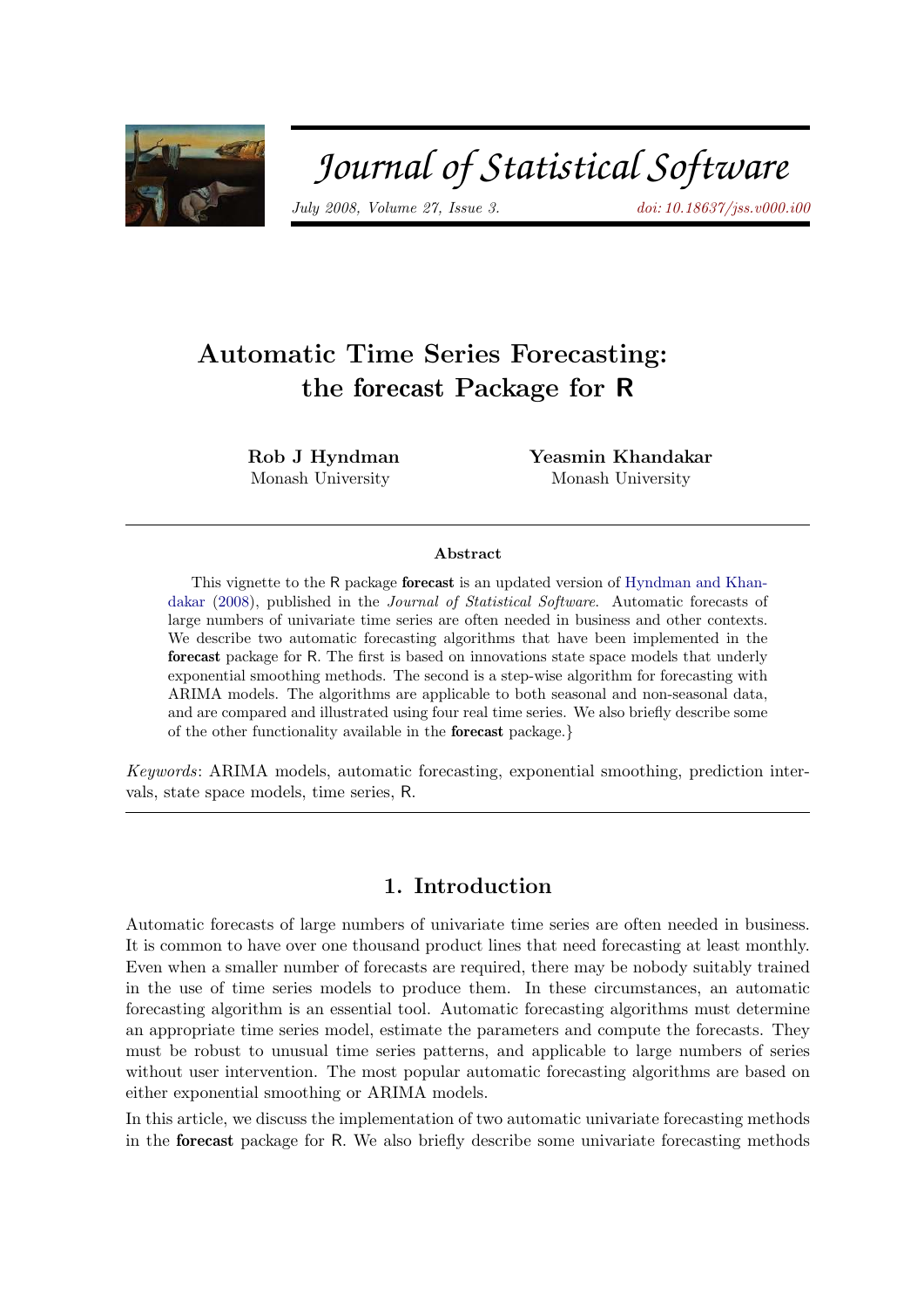# Automatic Time Series Forecasting: the forecast Package for R

**Rob J Hyndman**
Monash University

**Yeasmin Khandakar**
Monash University

## Abstract

This vignette to the R package **forecast** is an updated version of Hyndman and Khandakar (2008), published in the *Journal of Statistical Software*. Automatic forecasts of large numbers of univariate time series are often needed in business and other contexts. We describe two automatic forecasting algorithms that have been implemented in the **forecast** package for R. The first is based on innovations state space models that underly exponential smoothing methods. The second is a step-wise algorithm for forecasting with ARIMA models. The algorithms are applicable to both seasonal and non-seasonal data, and are compared and illustrated using four real time series. We also briefly describe some of the other functionality available in the **forecast** package.}

*Keywords*: ARIMA models, automatic forecasting, exponential smoothing, prediction intervals, state space models, time series, R.

## 1. Introduction

Automatic forecasts of large numbers of univariate time series are often needed in business. It is common to have over one thousand product lines that need forecasting at least monthly. Even when a smaller number of forecasts are required, there may be nobody suitably trained in the use of time series models to produce them. In these circumstances, an automatic forecasting algorithm is an essential tool. Automatic forecasting algorithms must determine an appropriate time series model, estimate the parameters and compute the forecasts. They must be robust to unusual time series patterns, and applicable to large numbers of series without user intervention. The most popular automatic forecasting algorithms are based on either exponential smoothing or ARIMA models.

In this article, we discuss the implementation of two automatic univariate forecasting methods in the **forecast** package for R. We also briefly describe some univariate forecasting methods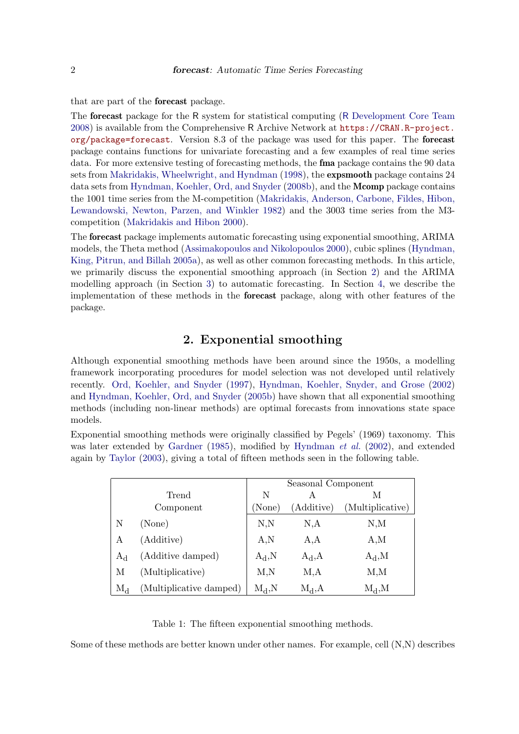that are part of the **forecast** package.

The **forecast** package for the R system for statistical computing (R Development Core Team 2008) is available from the Comprehensive R Archive Network at https://CRAN.R-project.org/package=forecast. Version 8.3 of the package was used for this paper. The **forecast** package contains functions for univariate forecasting and a few examples of real time series data. For more extensive testing of forecasting methods, the **fma** package contains the 90 data sets from Makridakis, Wheelwright, and Hyndman (1998), the **expsmooth** package contains 24 data sets from Hyndman, Koehler, Ord, and Snyder (2008b), and the **Mcomp** package contains the 1001 time series from the M-competition (Makridakis, Anderson, Carbone, Fildes, Hibon, Lewandowski, Newton, Parzen, and Winkler 1982) and the 3003 time series from the M3-competition (Makridakis and Hibon 2000).

The **forecast** package implements automatic forecasting using exponential smoothing, ARIMA models, the Theta method (Assimakopoulos and Nikolopoulos 2000), cubic splines (Hyndman, King, Pitrun, and Billah 2005a), as well as other common forecasting methods. In this article, we primarily discuss the exponential smoothing approach (in Section 2) and the ARIMA modelling approach (in Section 3) to automatic forecasting. In Section 4, we describe the implementation of these methods in the **forecast** package, along with other features of the package.

## 2. Exponential smoothing

Although exponential smoothing methods have been around since the 1950s, a modelling framework incorporating procedures for model selection was not developed until relatively recently. Ord, Koehler, and Snyder (1997), Hyndman, Koehler, Snyder, and Grose (2002) and Hyndman, Koehler, Ord, and Snyder (2005b) have shown that all exponential smoothing methods (including non-linear methods) are optimal forecasts from innovations state space models.

Exponential smoothing methods were originally classified by Pegels' (1969) taxonomy. This was later extended by Gardner (1985), modified by Hyndman *et al.* (2002), and extended again by Taylor (2003), giving a total of fifteen methods seen in the following table.

| Trend Component | | Seasonal Component N (None) | Seasonal Component A (Additive) | Seasonal Component M (Multiplicative) |
|---|---|---|---|---|
| N | (None) | N,N | N,A | N,M |
| A | (Additive) | A,N | A,A | A,M |
| $A_d$ | (Additive damped) | $A_d$,N | $A_d$,A | $A_d$,M |
| M | (Multiplicative) | M,N | M,A | M,M |
| $M_d$ | (Multiplicative damped) | $M_d$,N | $M_d$,A | $M_d$,M |

Table 1: The fifteen exponential smoothing methods.

Some of these methods are better known under other names. For example, cell (N,N) describes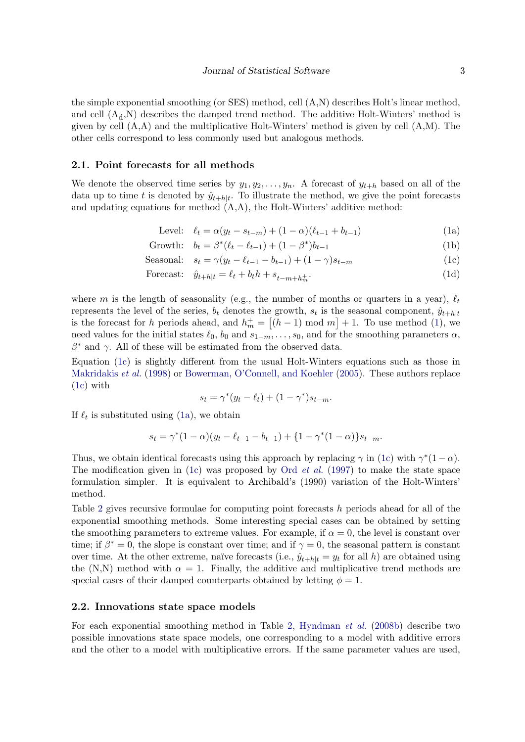the simple exponential smoothing (or SES) method, cell (A,N) describes Holt's linear method, and cell ($A_d$,N) describes the damped trend method. The additive Holt-Winters' method is given by cell (A,A) and the multiplicative Holt-Winters' method is given by cell (A,M). The other cells correspond to less commonly used but analogous methods.

### 2.1. Point forecasts for all methods

We denote the observed time series by $y_1, y_2, \dots, y_n$. A forecast of $y_{t+h}$ based on all of the data up to time $t$ is denoted by $\hat{y}_{t+h|t}$. To illustrate the method, we give the point forecasts and updating equations for method (A,A), the Holt-Winters' additive method:

$$\text{Level:} \quad \ell_t = \alpha(y_t - s_{t-m}) + (1-\alpha)(\ell_{t-1} + b_{t-1}) \tag{1a}$$

$$\text{Growth:} \quad b_t = \beta^*(\ell_t - \ell_{t-1}) + (1-\beta^*)b_{t-1} \tag{1b}$$

$$\text{Seasonal:} \quad s_t = \gamma(y_t - \ell_{t-1} - b_{t-1}) + (1-\gamma)s_{t-m} \tag{1c}$$

$$\text{Forecast:} \quad \hat{y}_{t+h|t} = \ell_t + b_t h + s_{t-m+h_m^+}. \tag{1d}$$

where $m$ is the length of seasonality (e.g., the number of months or quarters in a year), $\ell_t$ represents the level of the series, $b_t$ denotes the growth, $s_t$ is the seasonal component, $\hat{y}_{t+h|t}$ is the forecast for $h$ periods ahead, and $h_m^+ = \big[(h-1) \bmod m\big] + 1$. To use method (1), we need values for the initial states $\ell_0$, $b_0$ and $s_{1-m}, \dots, s_0$, and for the smoothing parameters $\alpha$, $\beta^*$ and $\gamma$. All of these will be estimated from the observed data.

Equation (1c) is slightly different from the usual Holt-Winters equations such as those in Makridakis *et al.* (1998) or Bowerman, O'Connell, and Koehler (2005). These authors replace (1c) with

$$s_t = \gamma^*(y_t - \ell_t) + (1-\gamma^*)s_{t-m}.$$

If $\ell_t$ is substituted using (1a), we obtain

$$s_t = \gamma^*(1-\alpha)(y_t - \ell_{t-1} - b_{t-1}) + \{1 - \gamma^*(1-\alpha)\}s_{t-m}.$$

Thus, we obtain identical forecasts using this approach by replacing $\gamma$ in (1c) with $\gamma^*(1-\alpha)$. The modification given in (1c) was proposed by Ord *et al.* (1997) to make the state space formulation simpler. It is equivalent to Archibald's (1990) variation of the Holt-Winters' method.

Table 2 gives recursive formulae for computing point forecasts $h$ periods ahead for all of the exponential smoothing methods. Some interesting special cases can be obtained by setting the smoothing parameters to extreme values. For example, if $\alpha = 0$, the level is constant over time; if $\beta^* = 0$, the slope is constant over time; and if $\gamma = 0$, the seasonal pattern is constant over time. At the other extreme, naïve forecasts (i.e., $\hat{y}_{t+h|t} = y_t$ for all $h$) are obtained using the (N,N) method with $\alpha = 1$. Finally, the additive and multiplicative trend methods are special cases of their damped counterparts obtained by letting $\phi = 1$.

### 2.2. Innovations state space models

For each exponential smoothing method in Table 2, Hyndman *et al.* (2008b) describe two possible innovations state space models, one corresponding to a model with additive errors and the other to a model with multiplicative errors. If the same parameter values are used,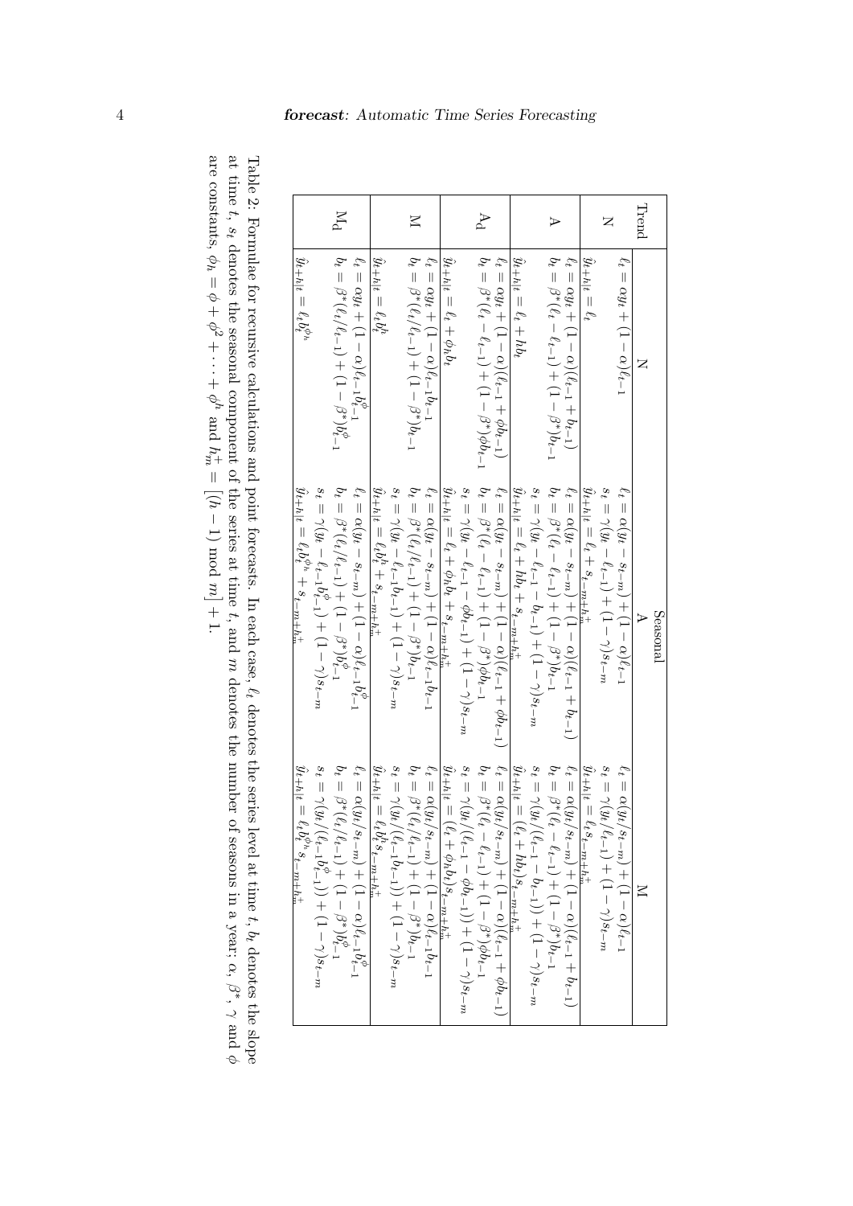| Trend | Seasonal: N | Seasonal: A | Seasonal: M |
|---|---|---|---|
| N | $\hat{y}_{t+h\|t} = \ell_t$<br>$\ell_t = \alpha y_t + (1-\alpha)\ell_{t-1}$ | $\hat{y}_{t+h\|t} = \ell_t + s_{t-m+h_m^+}$<br>$\ell_t = \alpha(y_t - s_{t-m}) + (1-\alpha)\ell_{t-1}$<br>$s_t = \gamma(y_t - \ell_{t-1}) + (1-\gamma)s_{t-m}$ | $\hat{y}_{t+h\|t} = \ell_t s_{t-m+h_m^+}$<br>$\ell_t = \alpha(y_t/s_{t-m}) + (1-\alpha)\ell_{t-1}$<br>$s_t = \gamma(y_t/\ell_{t-1}) + (1-\gamma)s_{t-m}$ |
| A | $\hat{y}_{t+h\|t} = \ell_t + hb_t$<br>$\ell_t = \alpha y_t + (1-\alpha)(\ell_{t-1} + b_{t-1})$<br>$b_t = \beta^*(\ell_t - \ell_{t-1}) + (1-\beta^*)b_{t-1}$ | $\hat{y}_{t+h\|t} = \ell_t + hb_t + s_{t-m+h_m^+}$<br>$\ell_t = \alpha(y_t - s_{t-m}) + (1-\alpha)(\ell_{t-1} + b_{t-1})$<br>$b_t = \beta^*(\ell_t - \ell_{t-1}) + (1-\beta^*)b_{t-1}$<br>$s_t = \gamma(y_t - \ell_{t-1} - b_{t-1}) + (1-\gamma)s_{t-m}$ | $\hat{y}_{t+h\|t} = (\ell_t + hb_t)s_{t-m+h_m^+}$<br>$\ell_t = \alpha(y_t/s_{t-m}) + (1-\alpha)(\ell_{t-1} + b_{t-1})$<br>$b_t = \beta^*(\ell_t - \ell_{t-1}) + (1-\beta^*)b_{t-1}$<br>$s_t = \gamma(y_t/(\ell_{t-1} - b_{t-1})) + (1-\gamma)s_{t-m}$ |
| $\text{A}_\text{d}$ | $\hat{y}_{t+h\|t} = \ell_t + \phi_h b_t$<br>$\ell_t = \alpha y_t + (1-\alpha)(\ell_{t-1} + \phi b_{t-1})$<br>$b_t = \beta^*(\ell_t - \ell_{t-1}) + (1-\beta^*)\phi b_{t-1}$ | $\hat{y}_{t+h\|t} = \ell_t + \phi_h b_t + s_{t-m+h_m^+}$<br>$\ell_t = \alpha(y_t - s_{t-m}) + (1-\alpha)(\ell_{t-1} + \phi b_{t-1})$<br>$b_t = \beta^*(\ell_t - \ell_{t-1}) + (1-\beta^*)\phi b_{t-1}$<br>$s_t = \gamma(y_t - \ell_{t-1} - \phi b_{t-1}) + (1-\gamma)s_{t-m}$ | $\hat{y}_{t+h\|t} = (\ell_t + \phi_h b_t)s_{t-m+h_m^+}$<br>$\ell_t = \alpha(y_t/s_{t-m}) + (1-\alpha)(\ell_{t-1} + \phi b_{t-1})$<br>$b_t = \beta^*(\ell_t - \ell_{t-1}) + (1-\beta^*)\phi b_{t-1}$<br>$s_t = \gamma(y_t/(\ell_{t-1} - \phi b_{t-1})) + (1-\gamma)s_{t-m}$ |
| M | $\hat{y}_{t+h\|t} = \ell_t b_t^h$<br>$\ell_t = \alpha y_t + (1-\alpha)\ell_{t-1}b_{t-1}$<br>$b_t = \beta^*(\ell_t/\ell_{t-1}) + (1-\beta^*)b_{t-1}$ | $\hat{y}_{t+h\|t} = \ell_t b_t^h + s_{t-m+h_m^+}$<br>$\ell_t = \alpha(y_t - s_{t-m}) + (1-\alpha)\ell_{t-1}b_{t-1}$<br>$b_t = \beta^*(\ell_t/\ell_{t-1}) + (1-\beta^*)b_{t-1}$<br>$s_t = \gamma(y_t - \ell_{t-1}b_{t-1}) + (1-\gamma)s_{t-m}$ | $\hat{y}_{t+h\|t} = \ell_t b_t^h s_{t-m+h_m^+}$<br>$\ell_t = \alpha(y_t/s_{t-m}) + (1-\alpha)\ell_{t-1}b_{t-1}$<br>$b_t = \beta^*(\ell_t/\ell_{t-1}) + (1-\beta^*)b_{t-1}$<br>$s_t = \gamma(y_t/(\ell_{t-1}b_{t-1})) + (1-\gamma)s_{t-m}$ |
| $\text{M}_\text{d}$ | $\hat{y}_{t+h\|t} = \ell_t b_t^{\phi_h}$<br>$\ell_t = \alpha y_t + (1-\alpha)\ell_{t-1}b_{t-1}^\phi$<br>$b_t = \beta^*(\ell_t/\ell_{t-1}) + (1-\beta^*)b_{t-1}^\phi$ | $\hat{y}_{t+h\|t} = \ell_t b_t^{\phi_h} + s_{t-m+h_m^+}$<br>$\ell_t = \alpha(y_t - s_{t-m}) + (1-\alpha)\ell_{t-1}b_{t-1}^\phi$<br>$b_t = \beta^*(\ell_t/\ell_{t-1}) + (1-\beta^*)b_{t-1}^\phi$<br>$s_t = \gamma(y_t - \ell_{t-1}b_{t-1}^\phi) + (1-\gamma)s_{t-m}$ | $\hat{y}_{t+h\|t} = \ell_t b_t^{\phi_h} s_{t-m+h_m^+}$<br>$\ell_t = \alpha(y_t/s_{t-m}) + (1-\alpha)\ell_{t-1}b_{t-1}^\phi$<br>$b_t = \beta^*(\ell_t/\ell_{t-1}) + (1-\beta^*)b_{t-1}^\phi$<br>$s_t = \gamma(y_t/(\ell_{t-1}b_{t-1}^\phi)) + (1-\gamma)s_{t-m}$ |

Table 2: Formulae for recursive calculations and point forecasts. In each case, $\ell_t$ denotes the series level at time $t$, $b_t$ denotes the slope at time $t$, $s_t$ denotes the seasonal component of the series at time $t$, and $m$ denotes the number of seasons in a year; $\alpha$, $\beta^*$, $\gamma$ and $\phi$ are constants, $\phi_h = \phi + \phi^2 + \cdots + \phi^h$ and $h_m^+ = \lfloor (h-1) \bmod m \rfloor + 1$.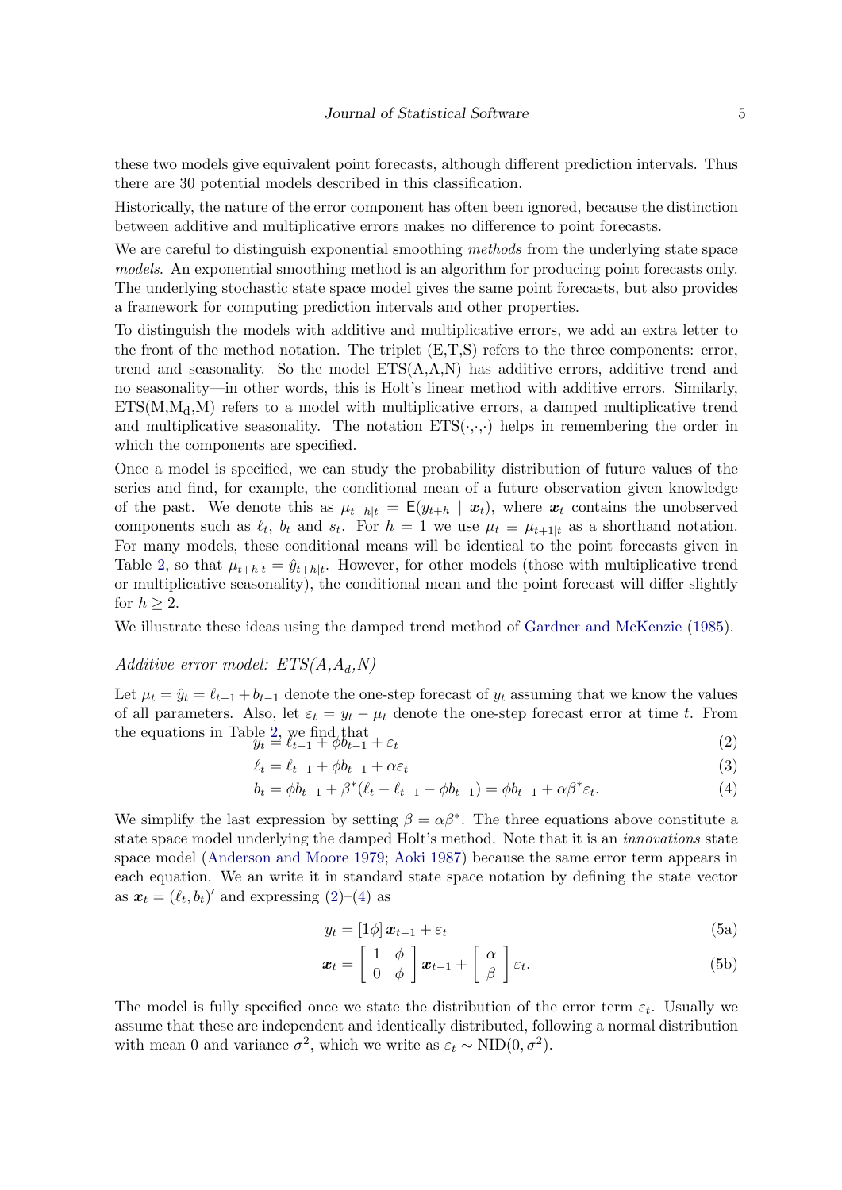these two models give equivalent point forecasts, although different prediction intervals. Thus there are 30 potential models described in this classification.

Historically, the nature of the error component has often been ignored, because the distinction between additive and multiplicative errors makes no difference to point forecasts.

We are careful to distinguish exponential smoothing *methods* from the underlying state space *models*. An exponential smoothing method is an algorithm for producing point forecasts only. The underlying stochastic state space model gives the same point forecasts, but also provides a framework for computing prediction intervals and other properties.

To distinguish the models with additive and multiplicative errors, we add an extra letter to the front of the method notation. The triplet (E,T,S) refers to the three components: error, trend and seasonality. So the model ETS(A,A,N) has additive errors, additive trend and no seasonality—in other words, this is Holt's linear method with additive errors. Similarly, ETS(M,$\mathrm{M_d}$,M) refers to a model with multiplicative errors, a damped multiplicative trend and multiplicative seasonality. The notation ETS($\cdot$,$\cdot$,$\cdot$) helps in remembering the order in which the components are specified.

Once a model is specified, we can study the probability distribution of future values of the series and find, for example, the conditional mean of a future observation given knowledge of the past. We denote this as $\mu_{t+h|t} = \mathsf{E}(y_{t+h} \mid \boldsymbol{x}_t)$, where $\boldsymbol{x}_t$ contains the unobserved components such as $\ell_t$, $b_t$ and $s_t$. For $h = 1$ we use $\mu_t \equiv \mu_{t+1|t}$ as a shorthand notation. For many models, these conditional means will be identical to the point forecasts given in Table 2, so that $\mu_{t+h|t} = \hat{y}_{t+h|t}$. However, for other models (those with multiplicative trend or multiplicative seasonality), the conditional mean and the point forecast will differ slightly for $h \geq 2$.

We illustrate these ideas using the damped trend method of Gardner and McKenzie (1985).

*Additive error model: ETS(A,$A_d$,N)*

Let $\mu_t = \hat{y}_t = \ell_{t-1} + b_{t-1}$ denote the one-step forecast of $y_t$ assuming that we know the values of all parameters. Also, let $\varepsilon_t = y_t - \mu_t$ denote the one-step forecast error at time $t$. From the equations in Table 2, we find that

$$y_t = \ell_{t-1} + \phi b_{t-1} + \varepsilon_t \tag{2}$$

$$\ell_t = \ell_{t-1} + \phi b_{t-1} + \alpha \varepsilon_t \tag{3}$$

$$b_t = \phi b_{t-1} + \beta^*(\ell_t - \ell_{t-1} - \phi b_{t-1}) = \phi b_{t-1} + \alpha\beta^* \varepsilon_t. \tag{4}$$

We simplify the last expression by setting $\beta = \alpha\beta^*$. The three equations above constitute a state space model underlying the damped Holt's method. Note that it is an *innovations* state space model (Anderson and Moore 1979; Aoki 1987) because the same error term appears in each equation. We an write it in standard state space notation by defining the state vector as $\boldsymbol{x}_t = (\ell_t, b_t)'$ and expressing (2)–(4) as

$$y_t = [1 \phi]\, \boldsymbol{x}_{t-1} + \varepsilon_t \tag{5a}$$

$$\boldsymbol{x}_t = \begin{bmatrix} 1 & \phi \\ 0 & \phi \end{bmatrix} \boldsymbol{x}_{t-1} + \begin{bmatrix} \alpha \\ \beta \end{bmatrix} \varepsilon_t. \tag{5b}$$

The model is fully specified once we state the distribution of the error term $\varepsilon_t$. Usually we assume that these are independent and identically distributed, following a normal distribution with mean 0 and variance $\sigma^2$, which we write as $\varepsilon_t \sim \mathrm{NID}(0, \sigma^2)$.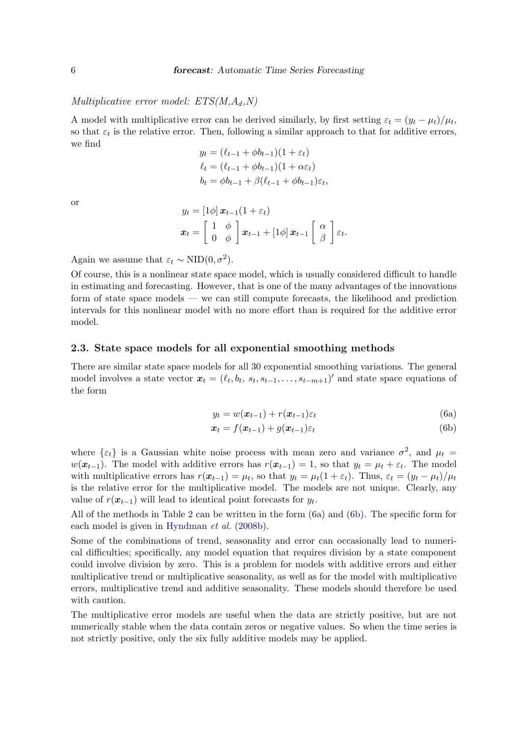*Multiplicative error model: ETS(M,$A_d$,N)*

A model with multiplicative error can be derived similarly, by first setting $\varepsilon_t = (y_t - \mu_t)/\mu_t$, so that $\varepsilon_t$ is the relative error. Then, following a similar approach to that for additive errors, we find

$$
\begin{aligned}
y_t &= (\ell_{t-1} + \phi b_{t-1})(1 + \varepsilon_t) \\
\ell_t &= (\ell_{t-1} + \phi b_{t-1})(1 + \alpha\varepsilon_t) \\
b_t &= \phi b_{t-1} + \beta(\ell_{t-1} + \phi b_{t-1})\varepsilon_t,
\end{aligned}
$$

or

$$
\begin{aligned}
y_t &= [1 \phi]\, \boldsymbol{x}_{t-1}(1 + \varepsilon_t) \\
\boldsymbol{x}_t &= \begin{bmatrix} 1 & \phi \\ 0 & \phi \end{bmatrix} \boldsymbol{x}_{t-1} + [1 \phi]\, \boldsymbol{x}_{t-1} \begin{bmatrix} \alpha \\ \beta \end{bmatrix} \varepsilon_t.
\end{aligned}
$$

Again we assume that $\varepsilon_t \sim \text{NID}(0, \sigma^2)$.

Of course, this is a nonlinear state space model, which is usually considered difficult to handle in estimating and forecasting. However, that is one of the many advantages of the innovations form of state space models — we can still compute forecasts, the likelihood and prediction intervals for this nonlinear model with no more effort than is required for the additive error model.

## 2.3. State space models for all exponential smoothing methods

There are similar state space models for all 30 exponential smoothing variations. The general model involves a state vector $\boldsymbol{x}_t = (\ell_t, b_t, s_t, s_{t-1}, \ldots, s_{t-m+1})'$ and state space equations of the form

$$
y_t = w(\boldsymbol{x}_{t-1}) + r(\boldsymbol{x}_{t-1})\varepsilon_t \tag{6a}
$$

$$
\boldsymbol{x}_t = f(\boldsymbol{x}_{t-1}) + g(\boldsymbol{x}_{t-1})\varepsilon_t \tag{6b}
$$

where $\{\varepsilon_t\}$ is a Gaussian white noise process with mean zero and variance $\sigma^2$, and $\mu_t = w(\boldsymbol{x}_{t-1})$. The model with additive errors has $r(\boldsymbol{x}_{t-1}) = 1$, so that $y_t = \mu_t + \varepsilon_t$. The model with multiplicative errors has $r(\boldsymbol{x}_{t-1}) = \mu_t$, so that $y_t = \mu_t(1 + \varepsilon_t)$. Thus, $\varepsilon_t = (y_t - \mu_t)/\mu_t$ is the relative error for the multiplicative model. The models are not unique. Clearly, any value of $r(\boldsymbol{x}_{t-1})$ will lead to identical point forecasts for $y_t$.

All of the methods in Table 2 can be written in the form (6a) and (6b). The specific form for each model is given in Hyndman *et al.* (2008b).

Some of the combinations of trend, seasonality and error can occasionally lead to numerical difficulties; specifically, any model equation that requires division by a state component could involve division by zero. This is a problem for models with additive errors and either multiplicative trend or multiplicative seasonality, as well as for the model with multiplicative errors, multiplicative trend and additive seasonality. These models should therefore be used with caution.

The multiplicative error models are useful when the data are strictly positive, but are not numerically stable when the data contain zeros or negative values. So when the time series is not strictly positive, only the six fully additive models may be applied.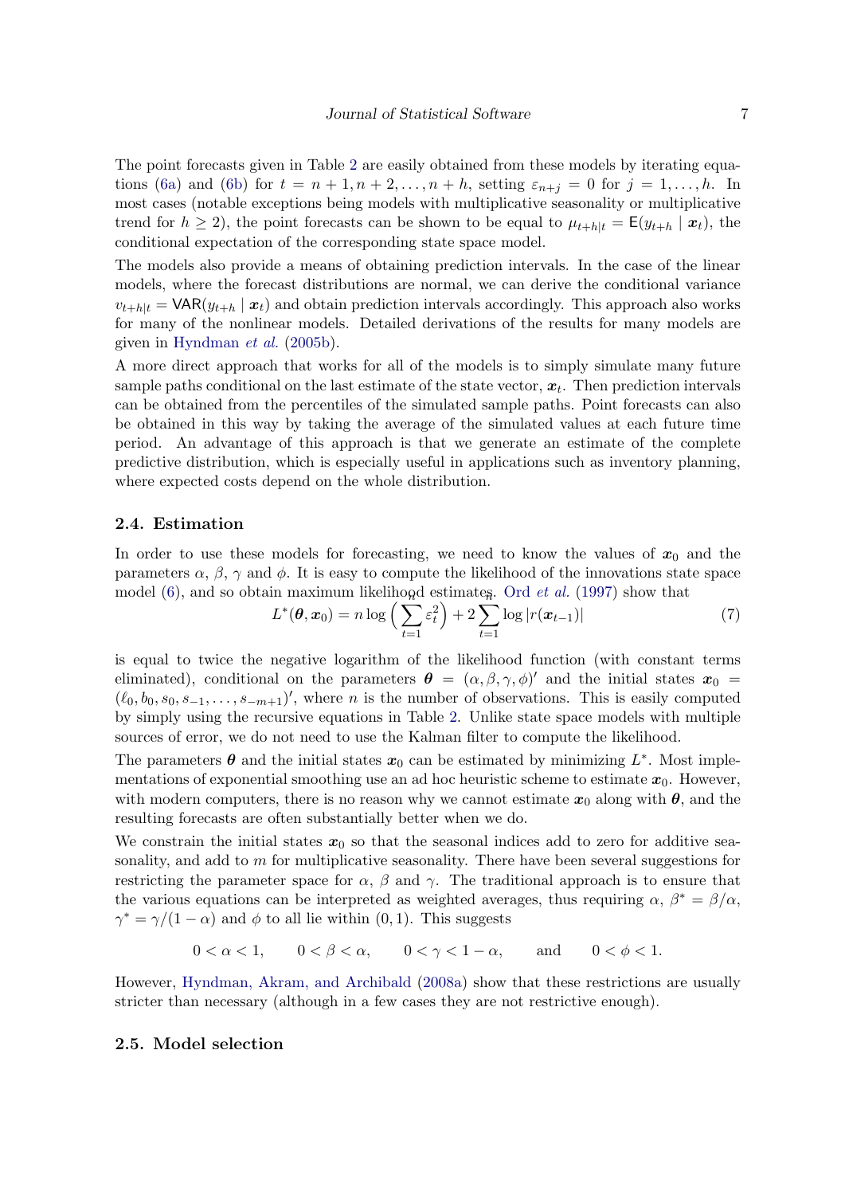The point forecasts given in Table 2 are easily obtained from these models by iterating equations (6a) and (6b) for $t = n+1, n+2, \ldots, n+h$, setting $\varepsilon_{n+j} = 0$ for $j = 1, \ldots, h$. In most cases (notable exceptions being models with multiplicative seasonality or multiplicative trend for $h \geq 2$), the point forecasts can be shown to be equal to $\mu_{t+h|t} = \mathsf{E}(y_{t+h} \mid \boldsymbol{x}_t)$, the conditional expectation of the corresponding state space model.

The models also provide a means of obtaining prediction intervals. In the case of the linear models, where the forecast distributions are normal, we can derive the conditional variance $v_{t+h|t} = \mathsf{VAR}(y_{t+h} \mid \boldsymbol{x}_t)$ and obtain prediction intervals accordingly. This approach also works for many of the nonlinear models. Detailed derivations of the results for many models are given in Hyndman *et al.* (2005b).

A more direct approach that works for all of the models is to simply simulate many future sample paths conditional on the last estimate of the state vector, $\boldsymbol{x}_t$. Then prediction intervals can be obtained from the percentiles of the simulated sample paths. Point forecasts can also be obtained in this way by taking the average of the simulated values at each future time period. An advantage of this approach is that we generate an estimate of the complete predictive distribution, which is especially useful in applications such as inventory planning, where expected costs depend on the whole distribution.

### 2.4. Estimation

In order to use these models for forecasting, we need to know the values of $\boldsymbol{x}_0$ and the parameters $\alpha$, $\beta$, $\gamma$ and $\phi$. It is easy to compute the likelihood of the innovations state space model (6), and so obtain maximum likelihood estimates. Ord *et al.* (1997) show that

$$L^*(\boldsymbol{\theta}, \boldsymbol{x}_0) = n \log\Big(\sum_{t=1}^{n} \varepsilon_t^2\Big) + 2\sum_{t=1}^{n} \log|r(\boldsymbol{x}_{t-1})| \tag{7}$$

is equal to twice the negative logarithm of the likelihood function (with constant terms eliminated), conditional on the parameters $\boldsymbol{\theta} = (\alpha, \beta, \gamma, \phi)'$ and the initial states $\boldsymbol{x}_0 = (\ell_0, b_0, s_0, s_{-1}, \ldots, s_{-m+1})'$, where $n$ is the number of observations. This is easily computed by simply using the recursive equations in Table 2. Unlike state space models with multiple sources of error, we do not need to use the Kalman filter to compute the likelihood.

The parameters $\boldsymbol{\theta}$ and the initial states $\boldsymbol{x}_0$ can be estimated by minimizing $L^*$. Most implementations of exponential smoothing use an ad hoc heuristic scheme to estimate $\boldsymbol{x}_0$. However, with modern computers, there is no reason why we cannot estimate $\boldsymbol{x}_0$ along with $\boldsymbol{\theta}$, and the resulting forecasts are often substantially better when we do.

We constrain the initial states $\boldsymbol{x}_0$ so that the seasonal indices add to zero for additive seasonality, and add to $m$ for multiplicative seasonality. There have been several suggestions for restricting the parameter space for $\alpha$, $\beta$ and $\gamma$. The traditional approach is to ensure that the various equations can be interpreted as weighted averages, thus requiring $\alpha$, $\beta^* = \beta/\alpha$, $\gamma^* = \gamma/(1-\alpha)$ and $\phi$ to all lie within $(0, 1)$. This suggests

$$0 < \alpha < 1, \qquad 0 < \beta < \alpha, \qquad 0 < \gamma < 1 - \alpha, \qquad \text{and} \qquad 0 < \phi < 1.$$

However, Hyndman, Akram, and Archibald (2008a) show that these restrictions are usually stricter than necessary (although in a few cases they are not restrictive enough).

### 2.5. Model selection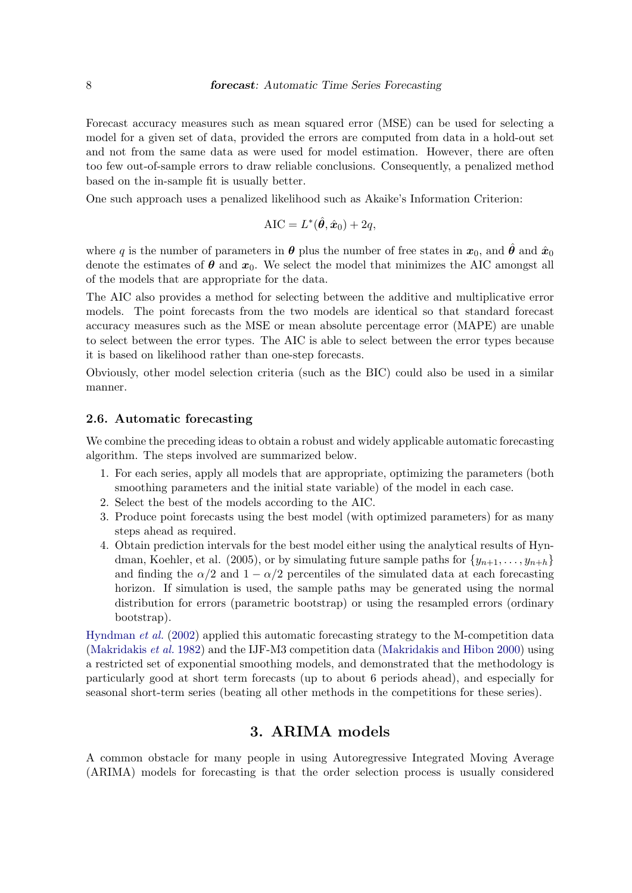Forecast accuracy measures such as mean squared error (MSE) can be used for selecting a model for a given set of data, provided the errors are computed from data in a hold-out set and not from the same data as were used for model estimation. However, there are often too few out-of-sample errors to draw reliable conclusions. Consequently, a penalized method based on the in-sample fit is usually better.

One such approach uses a penalized likelihood such as Akaike's Information Criterion:

$$\text{AIC} = L^*(\hat{\boldsymbol{\theta}}, \hat{\boldsymbol{x}}_0) + 2q,$$

where $q$ is the number of parameters in $\boldsymbol{\theta}$ plus the number of free states in $\boldsymbol{x}_0$, and $\hat{\boldsymbol{\theta}}$ and $\hat{\boldsymbol{x}}_0$ denote the estimates of $\boldsymbol{\theta}$ and $\boldsymbol{x}_0$. We select the model that minimizes the AIC amongst all of the models that are appropriate for the data.

The AIC also provides a method for selecting between the additive and multiplicative error models. The point forecasts from the two models are identical so that standard forecast accuracy measures such as the MSE or mean absolute percentage error (MAPE) are unable to select between the error types. The AIC is able to select between the error types because it is based on likelihood rather than one-step forecasts.

Obviously, other model selection criteria (such as the BIC) could also be used in a similar manner.

### 2.6. Automatic forecasting

We combine the preceding ideas to obtain a robust and widely applicable automatic forecasting algorithm. The steps involved are summarized below.

1. For each series, apply all models that are appropriate, optimizing the parameters (both smoothing parameters and the initial state variable) of the model in each case.
2. Select the best of the models according to the AIC.
3. Produce point forecasts using the best model (with optimized parameters) for as many steps ahead as required.
4. Obtain prediction intervals for the best model either using the analytical results of Hyndman, Koehler, et al. (2005), or by simulating future sample paths for $\{y_{n+1}, \dots, y_{n+h}\}$ and finding the $\alpha/2$ and $1 - \alpha/2$ percentiles of the simulated data at each forecasting horizon. If simulation is used, the sample paths may be generated using the normal distribution for errors (parametric bootstrap) or using the resampled errors (ordinary bootstrap).

Hyndman *et al.* (2002) applied this automatic forecasting strategy to the M-competition data (Makridakis *et al.* 1982) and the IJF-M3 competition data (Makridakis and Hibon 2000) using a restricted set of exponential smoothing models, and demonstrated that the methodology is particularly good at short term forecasts (up to about 6 periods ahead), and especially for seasonal short-term series (beating all other methods in the competitions for these series).

## 3. ARIMA models

A common obstacle for many people in using Autoregressive Integrated Moving Average (ARIMA) models for forecasting is that the order selection process is usually considered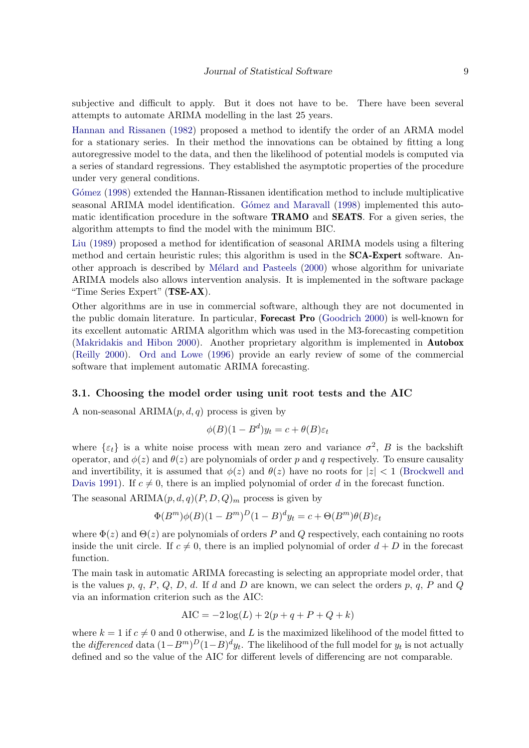subjective and difficult to apply. But it does not have to be. There have been several attempts to automate ARIMA modelling in the last 25 years.

Hannan and Rissanen (1982) proposed a method to identify the order of an ARMA model for a stationary series. In their method the innovations can be obtained by fitting a long autoregressive model to the data, and then the likelihood of potential models is computed via a series of standard regressions. They established the asymptotic properties of the procedure under very general conditions.

Gómez (1998) extended the Hannan-Rissanen identification method to include multiplicative seasonal ARIMA model identification. Gómez and Maravall (1998) implemented this automatic identification procedure in the software **TRAMO** and **SEATS**. For a given series, the algorithm attempts to find the model with the minimum BIC.

Liu (1989) proposed a method for identification of seasonal ARIMA models using a filtering method and certain heuristic rules; this algorithm is used in the **SCA-Expert** software. Another approach is described by Mélard and Pasteels (2000) whose algorithm for univariate ARIMA models also allows intervention analysis. It is implemented in the software package "Time Series Expert" (**TSE-AX**).

Other algorithms are in use in commercial software, although they are not documented in the public domain literature. In particular, **Forecast Pro** (Goodrich 2000) is well-known for its excellent automatic ARIMA algorithm which was used in the M3-forecasting competition (Makridakis and Hibon 2000). Another proprietary algorithm is implemented in **Autobox** (Reilly 2000). Ord and Lowe (1996) provide an early review of some of the commercial software that implement automatic ARIMA forecasting.

### 3.1. Choosing the model order using unit root tests and the AIC

A non-seasonal ARIMA$(p, d, q)$ process is given by

$$\phi(B)(1 - B^d)y_t = c + \theta(B)\varepsilon_t$$

where $\{\varepsilon_t\}$ is a white noise process with mean zero and variance $\sigma^2$, $B$ is the backshift operator, and $\phi(z)$ and $\theta(z)$ are polynomials of order $p$ and $q$ respectively. To ensure causality and invertibility, it is assumed that $\phi(z)$ and $\theta(z)$ have no roots for $|z| < 1$ (Brockwell and Davis 1991). If $c \neq 0$, there is an implied polynomial of order $d$ in the forecast function.

The seasonal ARIMA$(p, d, q)(P, D, Q)_m$ process is given by

$$\Phi(B^m)\phi(B)(1 - B^m)^D(1 - B)^d y_t = c + \Theta(B^m)\theta(B)\varepsilon_t$$

where $\Phi(z)$ and $\Theta(z)$ are polynomials of orders $P$ and $Q$ respectively, each containing no roots inside the unit circle. If $c \neq 0$, there is an implied polynomial of order $d + D$ in the forecast function.

The main task in automatic ARIMA forecasting is selecting an appropriate model order, that is the values $p$, $q$, $P$, $Q$, $D$, $d$. If $d$ and $D$ are known, we can select the orders $p$, $q$, $P$ and $Q$ via an information criterion such as the AIC:

$$\text{AIC} = -2\log(L) + 2(p + q + P + Q + k)$$

where $k = 1$ if $c \neq 0$ and 0 otherwise, and $L$ is the maximized likelihood of the model fitted to the *differenced* data $(1-B^m)^D(1-B)^d y_t$. The likelihood of the full model for $y_t$ is not actually defined and so the value of the AIC for different levels of differencing are not comparable.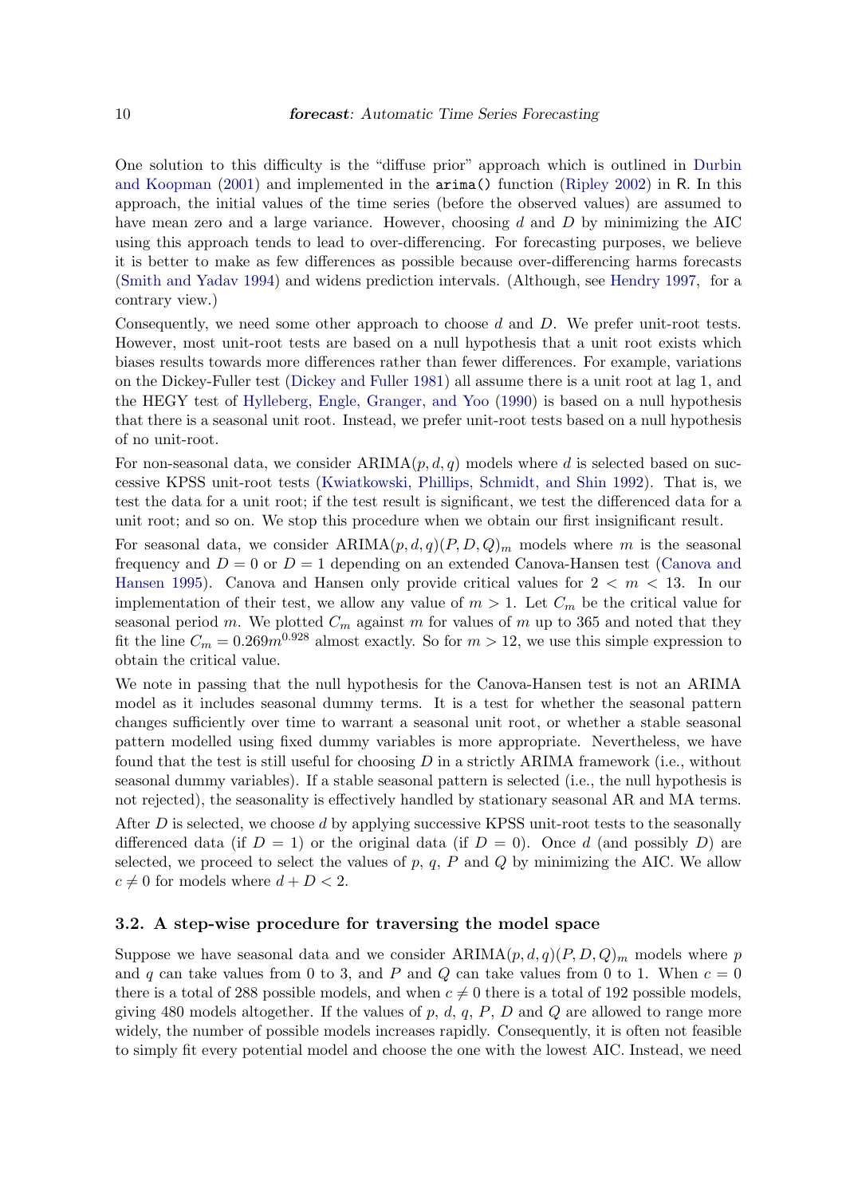One solution to this difficulty is the "diffuse prior" approach which is outlined in Durbin and Koopman (2001) and implemented in the `arima()` function (Ripley 2002) in R. In this approach, the initial values of the time series (before the observed values) are assumed to have mean zero and a large variance. However, choosing $d$ and $D$ by minimizing the AIC using this approach tends to lead to over-differencing. For forecasting purposes, we believe it is better to make as few differences as possible because over-differencing harms forecasts (Smith and Yadav 1994) and widens prediction intervals. (Although, see Hendry 1997, for a contrary view.)

Consequently, we need some other approach to choose $d$ and $D$. We prefer unit-root tests. However, most unit-root tests are based on a null hypothesis that a unit root exists which biases results towards more differences rather than fewer differences. For example, variations on the Dickey-Fuller test (Dickey and Fuller 1981) all assume there is a unit root at lag 1, and the HEGY test of Hylleberg, Engle, Granger, and Yoo (1990) is based on a null hypothesis that there is a seasonal unit root. Instead, we prefer unit-root tests based on a null hypothesis of no unit-root.

For non-seasonal data, we consider ARIMA$(p, d, q)$ models where $d$ is selected based on successive KPSS unit-root tests (Kwiatkowski, Phillips, Schmidt, and Shin 1992). That is, we test the data for a unit root; if the test result is significant, we test the differenced data for a unit root; and so on. We stop this procedure when we obtain our first insignificant result.

For seasonal data, we consider ARIMA$(p, d, q)(P, D, Q)_m$ models where $m$ is the seasonal frequency and $D = 0$ or $D = 1$ depending on an extended Canova-Hansen test (Canova and Hansen 1995). Canova and Hansen only provide critical values for $2 < m < 13$. In our implementation of their test, we allow any value of $m > 1$. Let $C_m$ be the critical value for seasonal period $m$. We plotted $C_m$ against $m$ for values of $m$ up to 365 and noted that they fit the line $C_m = 0.269m^{0.928}$ almost exactly. So for $m > 12$, we use this simple expression to obtain the critical value.

We note in passing that the null hypothesis for the Canova-Hansen test is not an ARIMA model as it includes seasonal dummy terms. It is a test for whether the seasonal pattern changes sufficiently over time to warrant a seasonal unit root, or whether a stable seasonal pattern modelled using fixed dummy variables is more appropriate. Nevertheless, we have found that the test is still useful for choosing $D$ in a strictly ARIMA framework (i.e., without seasonal dummy variables). If a stable seasonal pattern is selected (i.e., the null hypothesis is not rejected), the seasonality is effectively handled by stationary seasonal AR and MA terms.

After $D$ is selected, we choose $d$ by applying successive KPSS unit-root tests to the seasonally differenced data (if $D = 1$) or the original data (if $D = 0$). Once $d$ (and possibly $D$) are selected, we proceed to select the values of $p$, $q$, $P$ and $Q$ by minimizing the AIC. We allow $c \neq 0$ for models where $d + D < 2$.

### 3.2. A step-wise procedure for traversing the model space

Suppose we have seasonal data and we consider ARIMA$(p, d, q)(P, D, Q)_m$ models where $p$ and $q$ can take values from 0 to 3, and $P$ and $Q$ can take values from 0 to 1. When $c = 0$ there is a total of 288 possible models, and when $c \neq 0$ there is a total of 192 possible models, giving 480 models altogether. If the values of $p$, $d$, $q$, $P$, $D$ and $Q$ are allowed to range more widely, the number of possible models increases rapidly. Consequently, it is often not feasible to simply fit every potential model and choose the one with the lowest AIC. Instead, we need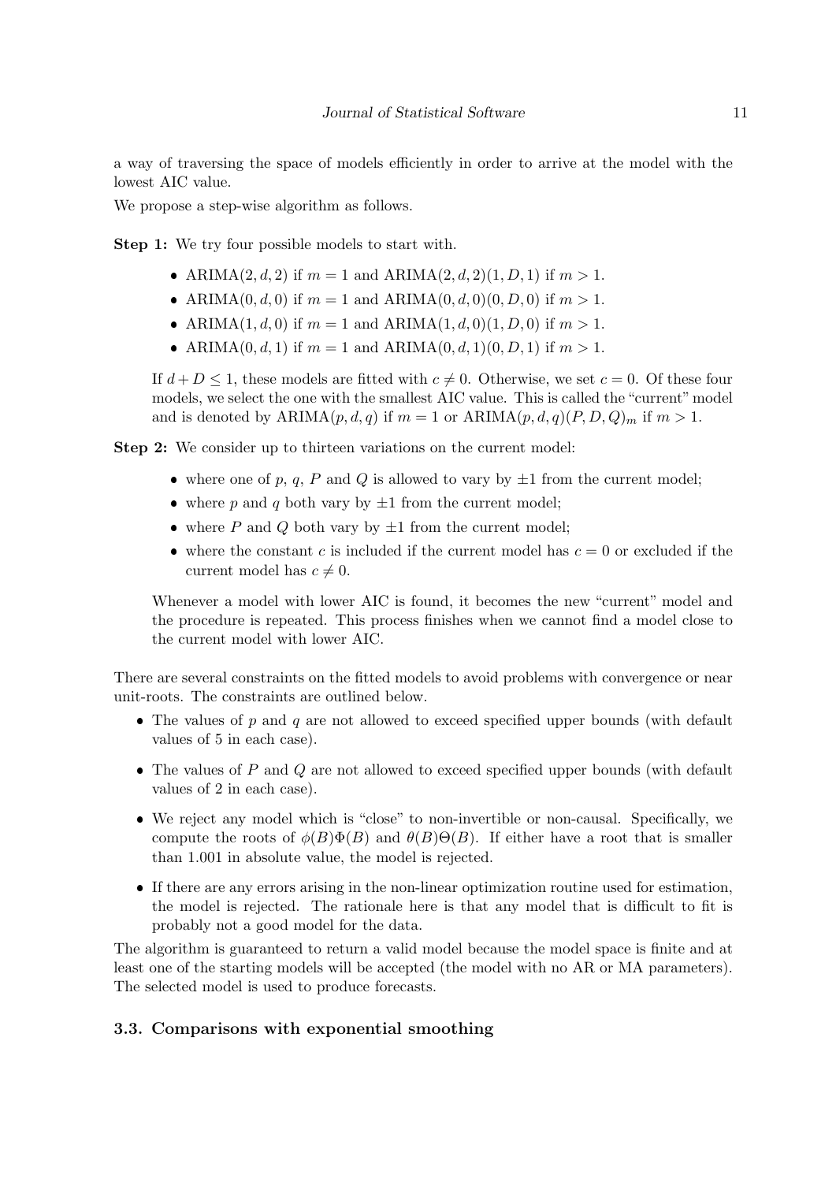a way of traversing the space of models efficiently in order to arrive at the model with the lowest AIC value.

We propose a step-wise algorithm as follows.

**Step 1:** We try four possible models to start with.

- ARIMA$(2, d, 2)$ if $m = 1$ and ARIMA$(2, d, 2)(1, D, 1)$ if $m > 1$.
- ARIMA$(0, d, 0)$ if $m = 1$ and ARIMA$(0, d, 0)(0, D, 0)$ if $m > 1$.
- ARIMA$(1, d, 0)$ if $m = 1$ and ARIMA$(1, d, 0)(1, D, 0)$ if $m > 1$.
- ARIMA$(0, d, 1)$ if $m = 1$ and ARIMA$(0, d, 1)(0, D, 1)$ if $m > 1$.

If $d + D \leq 1$, these models are fitted with $c \neq 0$. Otherwise, we set $c = 0$. Of these four models, we select the one with the smallest AIC value. This is called the "current" model and is denoted by ARIMA$(p, d, q)$ if $m = 1$ or ARIMA$(p, d, q)(P, D, Q)_m$ if $m > 1$.

**Step 2:** We consider up to thirteen variations on the current model:

- where one of $p$, $q$, $P$ and $Q$ is allowed to vary by $\pm 1$ from the current model;
- where $p$ and $q$ both vary by $\pm 1$ from the current model;
- where $P$ and $Q$ both vary by $\pm 1$ from the current model;
- where the constant $c$ is included if the current model has $c = 0$ or excluded if the current model has $c \neq 0$.

Whenever a model with lower AIC is found, it becomes the new "current" model and the procedure is repeated. This process finishes when we cannot find a model close to the current model with lower AIC.

There are several constraints on the fitted models to avoid problems with convergence or near unit-roots. The constraints are outlined below.

- The values of $p$ and $q$ are not allowed to exceed specified upper bounds (with default values of 5 in each case).
- The values of $P$ and $Q$ are not allowed to exceed specified upper bounds (with default values of 2 in each case).
- We reject any model which is "close" to non-invertible or non-causal. Specifically, we compute the roots of $\phi(B)\Phi(B)$ and $\theta(B)\Theta(B)$. If either have a root that is smaller than 1.001 in absolute value, the model is rejected.
- If there are any errors arising in the non-linear optimization routine used for estimation, the model is rejected. The rationale here is that any model that is difficult to fit is probably not a good model for the data.

The algorithm is guaranteed to return a valid model because the model space is finite and at least one of the starting models will be accepted (the model with no AR or MA parameters). The selected model is used to produce forecasts.

### 3.3. Comparisons with exponential smoothing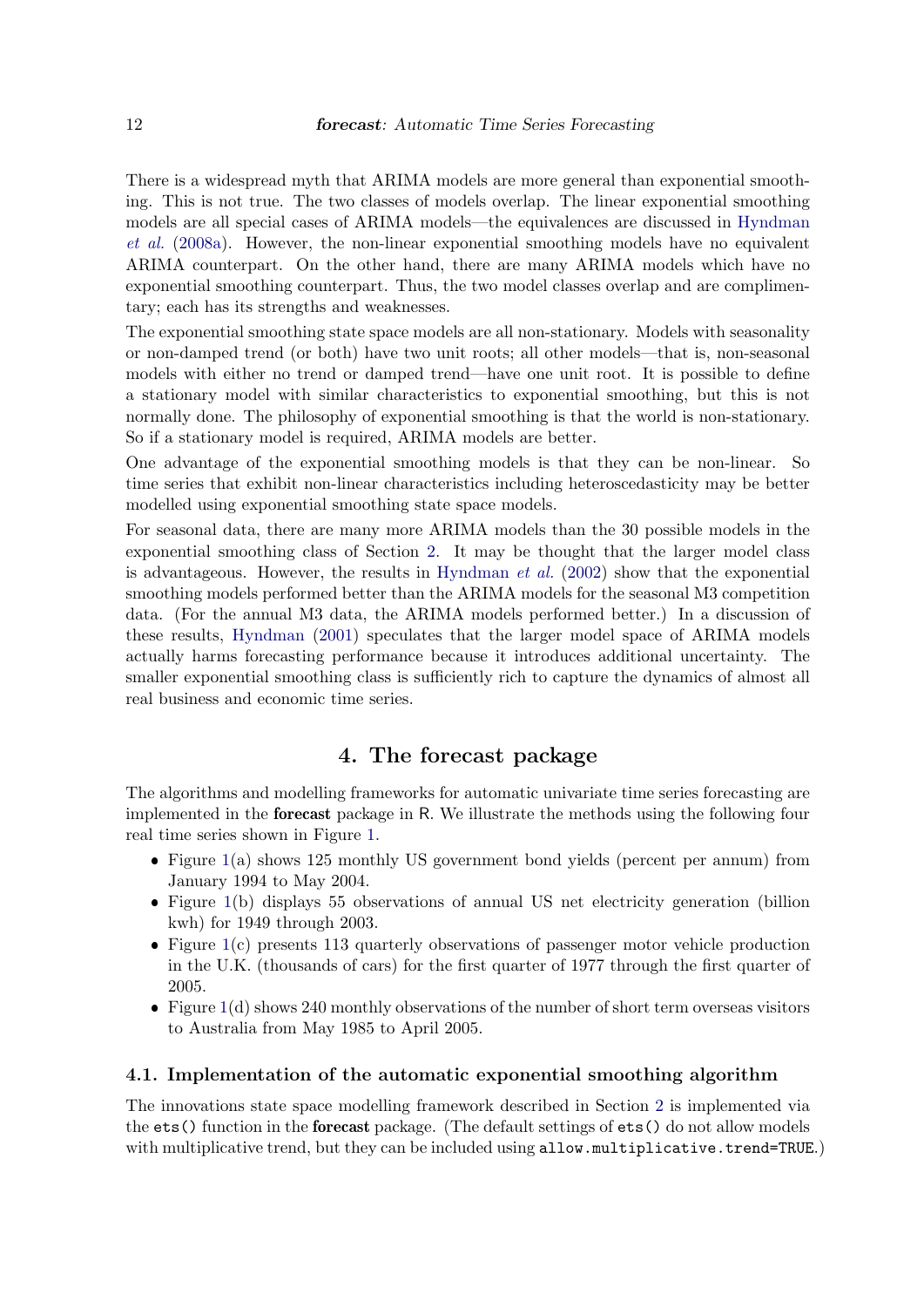There is a widespread myth that ARIMA models are more general than exponential smoothing. This is not true. The two classes of models overlap. The linear exponential smoothing models are all special cases of ARIMA models—the equivalences are discussed in Hyndman *et al.* (2008a). However, the non-linear exponential smoothing models have no equivalent ARIMA counterpart. On the other hand, there are many ARIMA models which have no exponential smoothing counterpart. Thus, the two model classes overlap and are complimentary; each has its strengths and weaknesses.

The exponential smoothing state space models are all non-stationary. Models with seasonality or non-damped trend (or both) have two unit roots; all other models—that is, non-seasonal models with either no trend or damped trend—have one unit root. It is possible to define a stationary model with similar characteristics to exponential smoothing, but this is not normally done. The philosophy of exponential smoothing is that the world is non-stationary. So if a stationary model is required, ARIMA models are better.

One advantage of the exponential smoothing models is that they can be non-linear. So time series that exhibit non-linear characteristics including heteroscedasticity may be better modelled using exponential smoothing state space models.

For seasonal data, there are many more ARIMA models than the 30 possible models in the exponential smoothing class of Section 2. It may be thought that the larger model class is advantageous. However, the results in Hyndman *et al.* (2002) show that the exponential smoothing models performed better than the ARIMA models for the seasonal M3 competition data. (For the annual M3 data, the ARIMA models performed better.) In a discussion of these results, Hyndman (2001) speculates that the larger model space of ARIMA models actually harms forecasting performance because it introduces additional uncertainty. The smaller exponential smoothing class is sufficiently rich to capture the dynamics of almost all real business and economic time series.

# 4. The forecast package

The algorithms and modelling frameworks for automatic univariate time series forecasting are implemented in the **forecast** package in R. We illustrate the methods using the following four real time series shown in Figure 1.

- Figure 1(a) shows 125 monthly US government bond yields (percent per annum) from January 1994 to May 2004.
- Figure 1(b) displays 55 observations of annual US net electricity generation (billion kwh) for 1949 through 2003.
- Figure 1(c) presents 113 quarterly observations of passenger motor vehicle production in the U.K. (thousands of cars) for the first quarter of 1977 through the first quarter of 2005.
- Figure 1(d) shows 240 monthly observations of the number of short term overseas visitors to Australia from May 1985 to April 2005.

## 4.1. Implementation of the automatic exponential smoothing algorithm

The innovations state space modelling framework described in Section 2 is implemented via the `ets()` function in the **forecast** package. (The default settings of `ets()` do not allow models with multiplicative trend, but they can be included using `allow.multiplicative.trend=TRUE`.)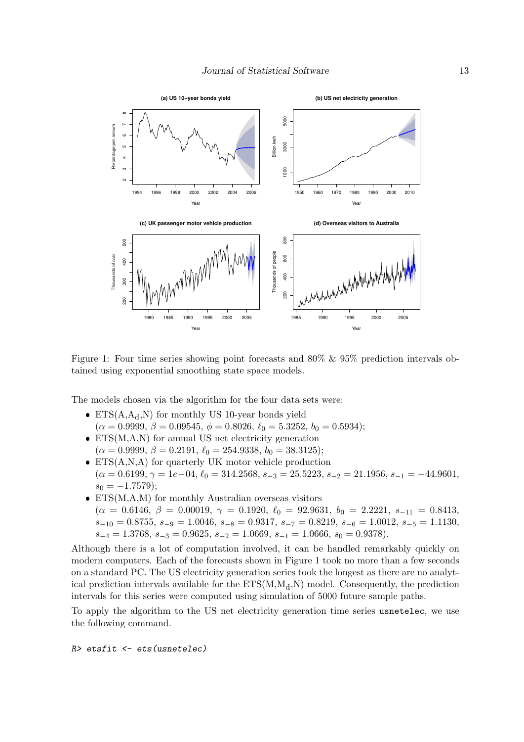Figure 1: Four time series showing point forecasts and 80% & 95% prediction intervals obtained using exponential smoothing state space models.

The models chosen via the algorithm for the four data sets were:

- ETS(A,$\text{A}_\text{d}$,N) for monthly US 10-year bonds yield
  ($\alpha = 0.9999$, $\beta = 0.09545$, $\phi = 0.8026$, $\ell_0 = 5.3252$, $b_0 = 0.5934$);
- ETS(M,A,N) for annual US net electricity generation
  ($\alpha = 0.9999$, $\beta = 0.2191$, $\ell_0 = 254.9338$, $b_0 = 38.3125$);
- ETS(A,N,A) for quarterly UK motor vehicle production
  ($\alpha = 0.6199$, $\gamma = 1e{-}04$, $\ell_0 = 314.2568$, $s_{-3} = 25.5223$, $s_{-2} = 21.1956$, $s_{-1} = -44.9601$, $s_0 = -1.7579$);
- ETS(M,A,M) for monthly Australian overseas visitors
  ($\alpha = 0.6146$, $\beta = 0.00019$, $\gamma = 0.1920$, $\ell_0 = 92.9631$, $b_0 = 2.2221$, $s_{-11} = 0.8413$, $s_{-10} = 0.8755$, $s_{-9} = 1.0046$, $s_{-8} = 0.9317$, $s_{-7} = 0.8219$, $s_{-6} = 1.0012$, $s_{-5} = 1.1130$, $s_{-4} = 1.3768$, $s_{-3} = 0.9625$, $s_{-2} = 1.0669$, $s_{-1} = 1.0666$, $s_0 = 0.9378$).

Although there is a lot of computation involved, it can be handled remarkably quickly on modern computers. Each of the forecasts shown in Figure 1 took no more than a few seconds on a standard PC. The US electricity generation series took the longest as there are no analytical prediction intervals available for the ETS(M,$\text{M}_\text{d}$,N) model. Consequently, the prediction intervals for this series were computed using simulation of 5000 future sample paths.

To apply the algorithm to the US net electricity generation time series usnetelec, we use the following command.

```
R> etsfit <- ets(usnetelec)
```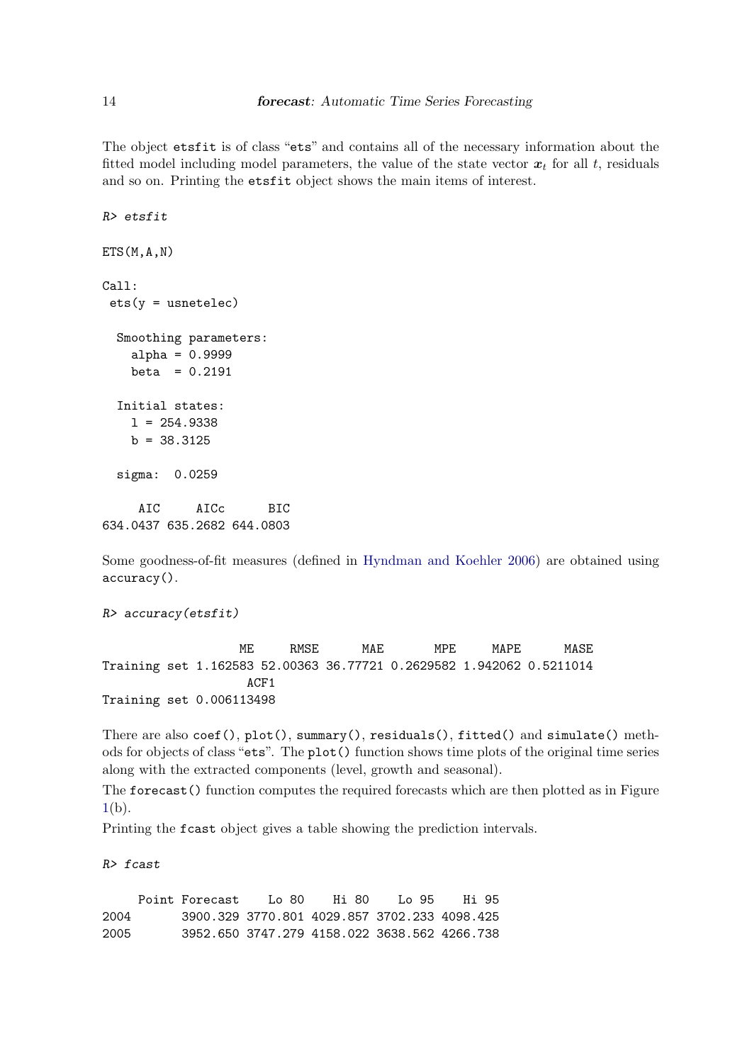The object etsfit is of class "ets" and contains all of the necessary information about the fitted model including model parameters, the value of the state vector $\boldsymbol{x}_t$ for all $t$, residuals and so on. Printing the etsfit object shows the main items of interest.

```
R> etsfit

ETS(M,A,N)

Call:
 ets(y = usnetelec)

  Smoothing parameters:
    alpha = 0.9999
    beta  = 0.2191

  Initial states:
    l = 254.9338
    b = 38.3125

  sigma:  0.0259

     AIC     AICc      BIC
634.0437 635.2682 644.0803
```

Some goodness-of-fit measures (defined in Hyndman and Koehler 2006) are obtained using accuracy().

```
R> accuracy(etsfit)

                   ME     RMSE      MAE       MPE     MAPE      MASE
Training set 1.162583 52.00363 36.77721 0.2629582 1.942062 0.5211014
                    ACF1
Training set 0.006113498
```

There are also coef(), plot(), summary(), residuals(), fitted() and simulate() methods for objects of class "ets". The plot() function shows time plots of the original time series along with the extracted components (level, growth and seasonal).

The forecast() function computes the required forecasts which are then plotted as in Figure 1(b).

Printing the fcast object gives a table showing the prediction intervals.

```
R> fcast

     Point Forecast    Lo 80    Hi 80    Lo 95    Hi 95
2004       3900.329 3770.801 4029.857 3702.233 4098.425
2005       3952.650 3747.279 4158.022 3638.562 4266.738
```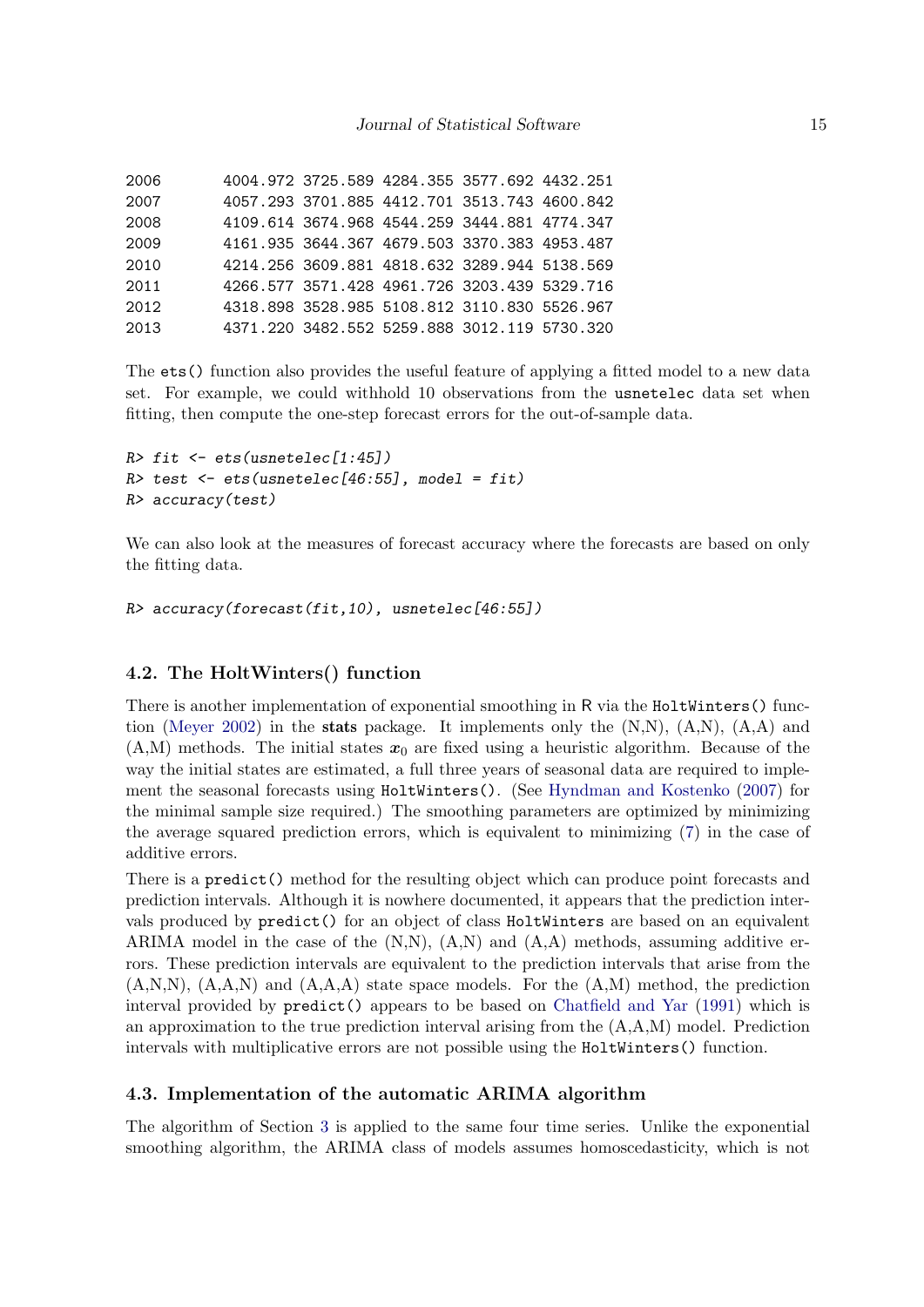```
2006       4004.972 3725.589 4284.355 3577.692 4432.251
2007       4057.293 3701.885 4412.701 3513.743 4600.842
2008       4109.614 3674.968 4544.259 3444.881 4774.347
2009       4161.935 3644.367 4679.503 3370.383 4953.487
2010       4214.256 3609.881 4818.632 3289.944 5138.569
2011       4266.577 3571.428 4961.726 3203.439 5329.716
2012       4318.898 3528.985 5108.812 3110.830 5526.967
2013       4371.220 3482.552 5259.888 3012.119 5730.320
```

The `ets()` function also provides the useful feature of applying a fitted model to a new data set. For example, we could withhold 10 observations from the `usnetelec` data set when fitting, then compute the one-step forecast errors for the out-of-sample data.

```
R> fit <- ets(usnetelec[1:45])
R> test <- ets(usnetelec[46:55], model = fit)
R> accuracy(test)
```

We can also look at the measures of forecast accuracy where the forecasts are based on only the fitting data.

```
R> accuracy(forecast(fit,10), usnetelec[46:55])
```

### 4.2. The HoltWinters() function

There is another implementation of exponential smoothing in R via the `HoltWinters()` function (Meyer 2002) in the **stats** package. It implements only the (N,N), (A,N), (A,A) and (A,M) methods. The initial states $\boldsymbol{x}_0$ are fixed using a heuristic algorithm. Because of the way the initial states are estimated, a full three years of seasonal data are required to implement the seasonal forecasts using `HoltWinters()`. (See Hyndman and Kostenko (2007) for the minimal sample size required.) The smoothing parameters are optimized by minimizing the average squared prediction errors, which is equivalent to minimizing (7) in the case of additive errors.

There is a `predict()` method for the resulting object which can produce point forecasts and prediction intervals. Although it is nowhere documented, it appears that the prediction intervals produced by `predict()` for an object of class `HoltWinters` are based on an equivalent ARIMA model in the case of the (N,N), (A,N) and (A,A) methods, assuming additive errors. These prediction intervals are equivalent to the prediction intervals that arise from the (A,N,N), (A,A,N) and (A,A,A) state space models. For the (A,M) method, the prediction interval provided by `predict()` appears to be based on Chatfield and Yar (1991) which is an approximation to the true prediction interval arising from the (A,A,M) model. Prediction intervals with multiplicative errors are not possible using the `HoltWinters()` function.

### 4.3. Implementation of the automatic ARIMA algorithm

The algorithm of Section 3 is applied to the same four time series. Unlike the exponential smoothing algorithm, the ARIMA class of models assumes homoscedasticity, which is not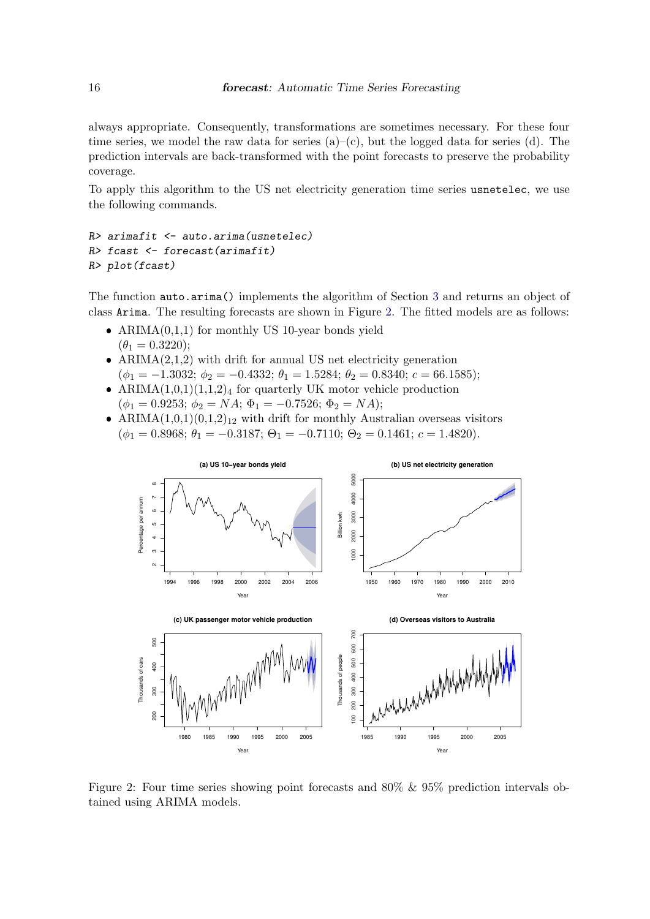always appropriate. Consequently, transformations are sometimes necessary. For these four time series, we model the raw data for series (a)–(c), but the logged data for series (d). The prediction intervals are back-transformed with the point forecasts to preserve the probability coverage.

To apply this algorithm to the US net electricity generation time series `usnetelec`, we use the following commands.

```
R> arimafit <- auto.arima(usnetelec)
R> fcast <- forecast(arimafit)
R> plot(fcast)
```

The function `auto.arima()` implements the algorithm of Section 3 and returns an object of class `Arima`. The resulting forecasts are shown in Figure 2. The fitted models are as follows:

- ARIMA(0,1,1) for monthly US 10-year bonds yield
  ($\theta_1 = 0.3220$);
- ARIMA(2,1,2) with drift for annual US net electricity generation
  ($\phi_1 = -1.3032$; $\phi_2 = -0.4332$; $\theta_1 = 1.5284$; $\theta_2 = 0.8340$; $c = 66.1585$);
- ARIMA(1,0,1)(1,1,2)$_4$ for quarterly UK motor vehicle production
  ($\phi_1 = 0.9253$; $\phi_2 = NA$; $\Phi_1 = -0.7526$; $\Phi_2 = NA$);
- ARIMA(1,0,1)(0,1,2)$_{12}$ with drift for monthly Australian overseas visitors
  ($\phi_1 = 0.8968$; $\theta_1 = -0.3187$; $\Theta_1 = -0.7110$; $\Theta_2 = 0.1461$; $c = 1.4820$).

Figure 2: Four time series showing point forecasts and 80% & 95% prediction intervals obtained using ARIMA models.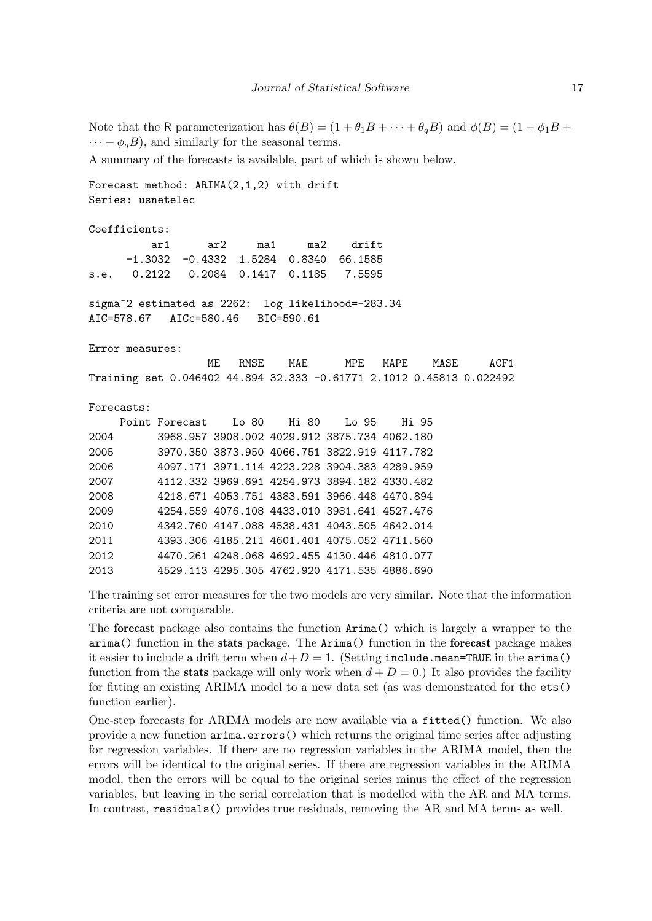Note that the R parameterization has $\theta(B) = (1 + \theta_1 B + \cdots + \theta_q B)$ and $\phi(B) = (1 - \phi_1 B + \cdots - \phi_q B)$, and similarly for the seasonal terms.

A summary of the forecasts is available, part of which is shown below.

```
Forecast method: ARIMA(2,1,2) with drift
Series: usnetelec

Coefficients:
         ar1      ar2     ma1     ma2    drift
     -1.3032  -0.4332  1.5284  0.8340  66.1585
s.e.  0.2122   0.2084  0.1417  0.1185   7.5595

sigma^2 estimated as 2262:  log likelihood=-283.34
AIC=578.67   AICc=580.46   BIC=590.61

Error measures:
                   ME   RMSE    MAE      MPE   MAPE    MASE     ACF1
Training set 0.046402 44.894 32.333 -0.61771 2.1012 0.45813 0.022492

Forecasts:
     Point Forecast    Lo 80    Hi 80    Lo 95    Hi 95
2004       3968.957 3908.002 4029.912 3875.734 4062.180
2005       3970.350 3873.950 4066.751 3822.919 4117.782
2006       4097.171 3971.114 4223.228 3904.383 4289.959
2007       4112.332 3969.691 4254.973 3894.182 4330.482
2008       4218.671 4053.751 4383.591 3966.448 4470.894
2009       4254.559 4076.108 4433.010 3981.641 4527.476
2010       4342.760 4147.088 4538.431 4043.505 4642.014
2011       4393.306 4185.211 4601.401 4075.052 4711.560
2012       4470.261 4248.068 4692.455 4130.446 4810.077
2013       4529.113 4295.305 4762.920 4171.535 4886.690
```

The training set error measures for the two models are very similar. Note that the information criteria are not comparable.

The **forecast** package also contains the function `Arima()` which is largely a wrapper to the `arima()` function in the **stats** package. The `Arima()` function in the **forecast** package makes it easier to include a drift term when $d+D = 1$. (Setting `include.mean=TRUE` in the `arima()` function from the **stats** package will only work when $d + D = 0$.) It also provides the facility for fitting an existing ARIMA model to a new data set (as was demonstrated for the `ets()` function earlier).

One-step forecasts for ARIMA models are now available via a `fitted()` function. We also provide a new function `arima.errors()` which returns the original time series after adjusting for regression variables. If there are no regression variables in the ARIMA model, then the errors will be identical to the original series. If there are regression variables in the ARIMA model, then the errors will be equal to the original series minus the effect of the regression variables, but leaving in the serial correlation that is modelled with the AR and MA terms. In contrast, `residuals()` provides true residuals, removing the AR and MA terms as well.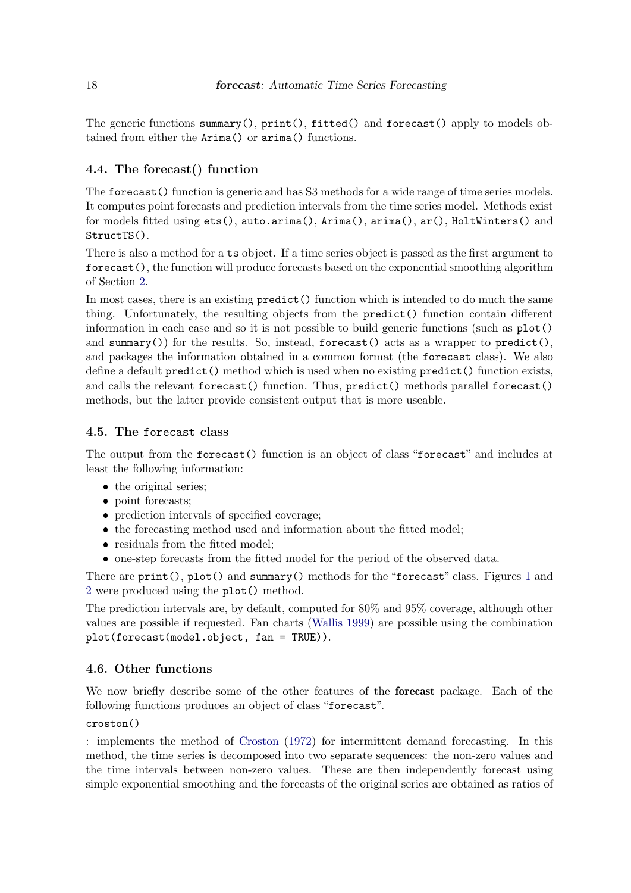The generic functions `summary()`, `print()`, `fitted()` and `forecast()` apply to models obtained from either the `Arima()` or `arima()` functions.

### 4.4. The forecast() function

The `forecast()` function is generic and has S3 methods for a wide range of time series models. It computes point forecasts and prediction intervals from the time series model. Methods exist for models fitted using `ets()`, `auto.arima()`, `Arima()`, `arima()`, `ar()`, `HoltWinters()` and `StructTS()`.

There is also a method for a `ts` object. If a time series object is passed as the first argument to `forecast()`, the function will produce forecasts based on the exponential smoothing algorithm of Section 2.

In most cases, there is an existing `predict()` function which is intended to do much the same thing. Unfortunately, the resulting objects from the `predict()` function contain different information in each case and so it is not possible to build generic functions (such as `plot()` and `summary()`) for the results. So, instead, `forecast()` acts as a wrapper to `predict()`, and packages the information obtained in a common format (the `forecast` class). We also define a default `predict()` method which is used when no existing `predict()` function exists, and calls the relevant `forecast()` function. Thus, `predict()` methods parallel `forecast()` methods, but the latter provide consistent output that is more useable.

### 4.5. The `forecast` class

The output from the `forecast()` function is an object of class "`forecast`" and includes at least the following information:

- the original series;
- point forecasts;
- prediction intervals of specified coverage;
- the forecasting method used and information about the fitted model;
- residuals from the fitted model;
- one-step forecasts from the fitted model for the period of the observed data.

There are `print()`, `plot()` and `summary()` methods for the "`forecast`" class. Figures 1 and 2 were produced using the `plot()` method.

The prediction intervals are, by default, computed for 80% and 95% coverage, although other values are possible if requested. Fan charts (Wallis 1999) are possible using the combination `plot(forecast(model.object, fan = TRUE))`.

### 4.6. Other functions

We now briefly describe some of the other features of the **forecast** package. Each of the following functions produces an object of class "`forecast`".

`croston()`

: implements the method of Croston (1972) for intermittent demand forecasting. In this method, the time series is decomposed into two separate sequences: the non-zero values and the time intervals between non-zero values. These are then independently forecast using simple exponential smoothing and the forecasts of the original series are obtained as ratios of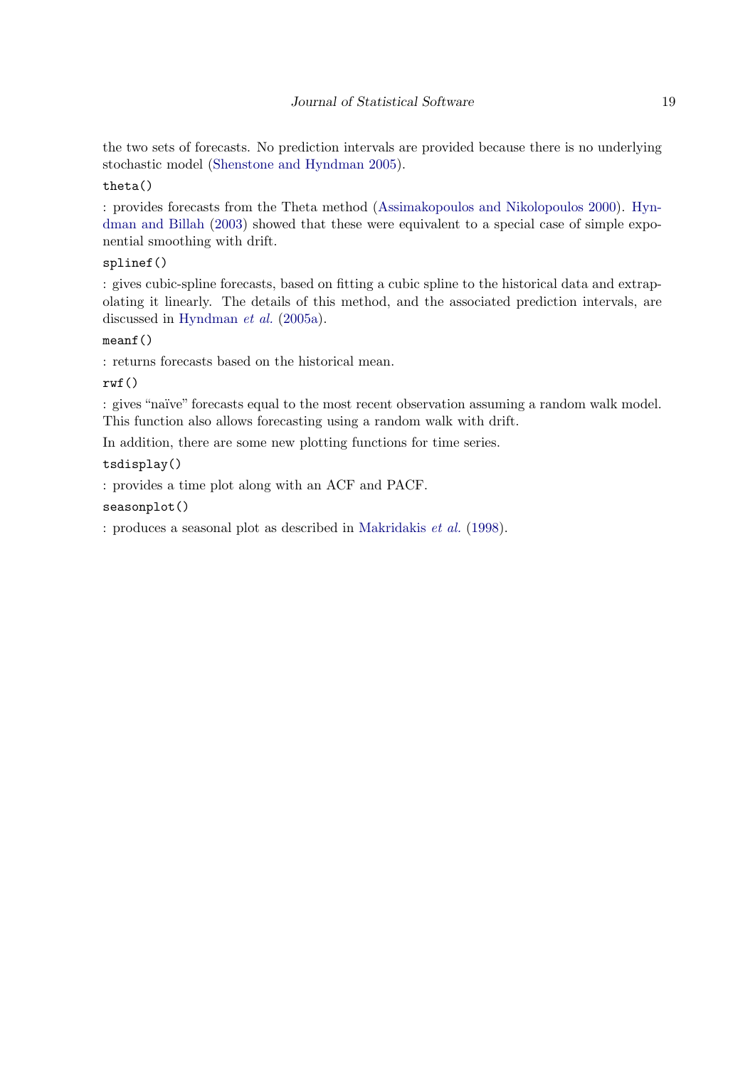the two sets of forecasts. No prediction intervals are provided because there is no underlying stochastic model (Shenstone and Hyndman 2005).

`theta()`

: provides forecasts from the Theta method (Assimakopoulos and Nikolopoulos 2000). Hyndman and Billah (2003) showed that these were equivalent to a special case of simple exponential smoothing with drift.

`splinef()`

: gives cubic-spline forecasts, based on fitting a cubic spline to the historical data and extrapolating it linearly. The details of this method, and the associated prediction intervals, are discussed in Hyndman *et al.* (2005a).

`meanf()`

: returns forecasts based on the historical mean.

`rwf()`

: gives "naïve" forecasts equal to the most recent observation assuming a random walk model. This function also allows forecasting using a random walk with drift.

In addition, there are some new plotting functions for time series.

`tsdisplay()`

: provides a time plot along with an ACF and PACF.

`seasonplot()`

: produces a seasonal plot as described in Makridakis *et al.* (1998).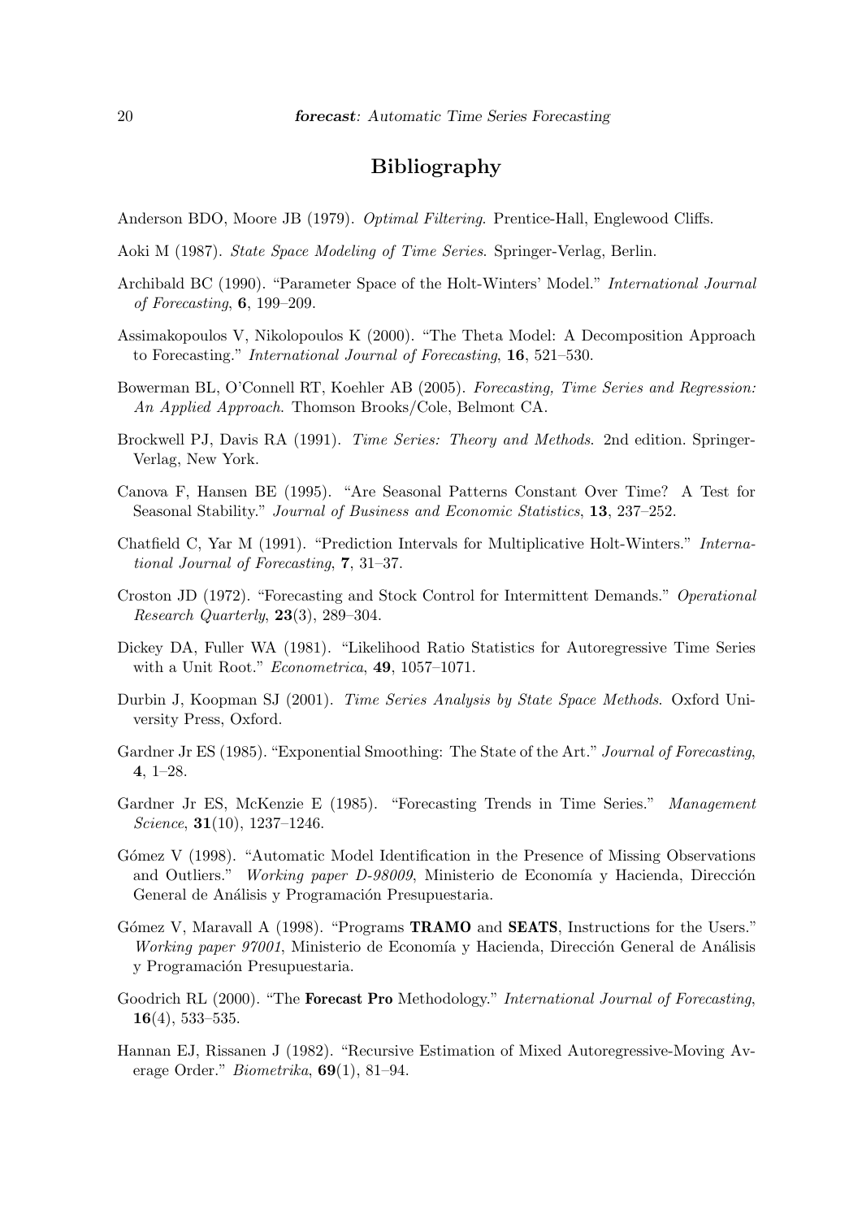## Bibliography

Anderson BDO, Moore JB (1979). *Optimal Filtering*. Prentice-Hall, Englewood Cliffs.

Aoki M (1987). *State Space Modeling of Time Series*. Springer-Verlag, Berlin.

Archibald BC (1990). "Parameter Space of the Holt-Winters' Model." *International Journal of Forecasting*, **6**, 199–209.

Assimakopoulos V, Nikolopoulos K (2000). "The Theta Model: A Decomposition Approach to Forecasting." *International Journal of Forecasting*, **16**, 521–530.

Bowerman BL, O'Connell RT, Koehler AB (2005). *Forecasting, Time Series and Regression: An Applied Approach*. Thomson Brooks/Cole, Belmont CA.

Brockwell PJ, Davis RA (1991). *Time Series: Theory and Methods*. 2nd edition. Springer-Verlag, New York.

Canova F, Hansen BE (1995). "Are Seasonal Patterns Constant Over Time? A Test for Seasonal Stability." *Journal of Business and Economic Statistics*, **13**, 237–252.

Chatfield C, Yar M (1991). "Prediction Intervals for Multiplicative Holt-Winters." *International Journal of Forecasting*, **7**, 31–37.

Croston JD (1972). "Forecasting and Stock Control for Intermittent Demands." *Operational Research Quarterly*, **23**(3), 289–304.

Dickey DA, Fuller WA (1981). "Likelihood Ratio Statistics for Autoregressive Time Series with a Unit Root." *Econometrica*, **49**, 1057–1071.

Durbin J, Koopman SJ (2001). *Time Series Analysis by State Space Methods*. Oxford University Press, Oxford.

Gardner Jr ES (1985). "Exponential Smoothing: The State of the Art." *Journal of Forecasting*, **4**, 1–28.

Gardner Jr ES, McKenzie E (1985). "Forecasting Trends in Time Series." *Management Science*, **31**(10), 1237–1246.

Gómez V (1998). "Automatic Model Identification in the Presence of Missing Observations and Outliers." *Working paper D-98009*, Ministerio de Economía y Hacienda, Dirección General de Análisis y Programación Presupuestaria.

Gómez V, Maravall A (1998). "Programs **TRAMO** and **SEATS**, Instructions for the Users." *Working paper 97001*, Ministerio de Economía y Hacienda, Dirección General de Análisis y Programación Presupuestaria.

Goodrich RL (2000). "The **Forecast Pro** Methodology." *International Journal of Forecasting*, **16**(4), 533–535.

Hannan EJ, Rissanen J (1982). "Recursive Estimation of Mixed Autoregressive-Moving Average Order." *Biometrika*, **69**(1), 81–94.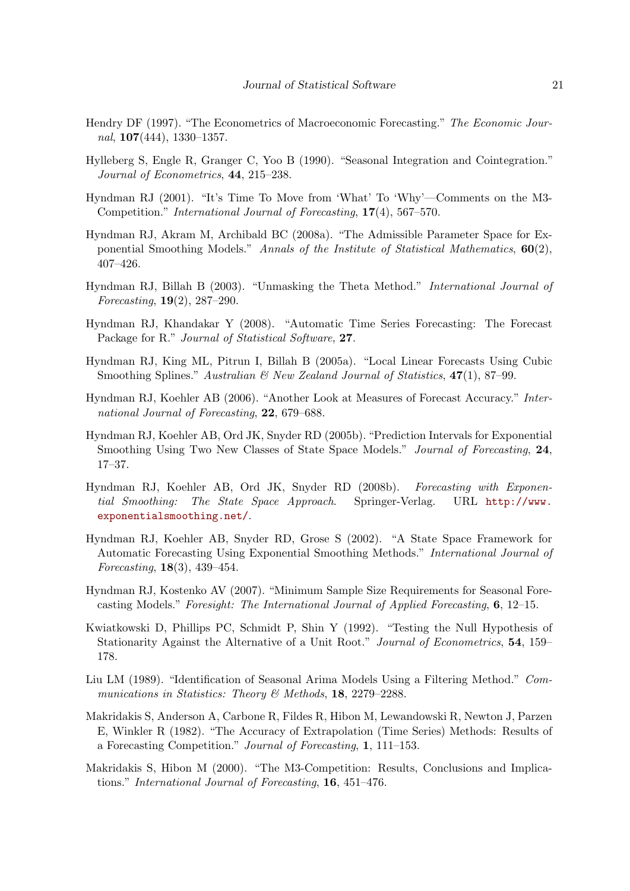Hendry DF (1997). "The Econometrics of Macroeconomic Forecasting." *The Economic Journal*, **107**(444), 1330–1357.

Hylleberg S, Engle R, Granger C, Yoo B (1990). "Seasonal Integration and Cointegration." *Journal of Econometrics*, **44**, 215–238.

Hyndman RJ (2001). "It's Time To Move from 'What' To 'Why'—Comments on the M3-Competition." *International Journal of Forecasting*, **17**(4), 567–570.

Hyndman RJ, Akram M, Archibald BC (2008a). "The Admissible Parameter Space for Exponential Smoothing Models." *Annals of the Institute of Statistical Mathematics*, **60**(2), 407–426.

Hyndman RJ, Billah B (2003). "Unmasking the Theta Method." *International Journal of Forecasting*, **19**(2), 287–290.

Hyndman RJ, Khandakar Y (2008). "Automatic Time Series Forecasting: The Forecast Package for R." *Journal of Statistical Software*, **27**.

Hyndman RJ, King ML, Pitrun I, Billah B (2005a). "Local Linear Forecasts Using Cubic Smoothing Splines." *Australian & New Zealand Journal of Statistics*, **47**(1), 87–99.

Hyndman RJ, Koehler AB (2006). "Another Look at Measures of Forecast Accuracy." *International Journal of Forecasting*, **22**, 679–688.

Hyndman RJ, Koehler AB, Ord JK, Snyder RD (2005b). "Prediction Intervals for Exponential Smoothing Using Two New Classes of State Space Models." *Journal of Forecasting*, **24**, 17–37.

Hyndman RJ, Koehler AB, Ord JK, Snyder RD (2008b). *Forecasting with Exponential Smoothing: The State Space Approach*. Springer-Verlag. URL http://www.exponentialsmoothing.net/.

Hyndman RJ, Koehler AB, Snyder RD, Grose S (2002). "A State Space Framework for Automatic Forecasting Using Exponential Smoothing Methods." *International Journal of Forecasting*, **18**(3), 439–454.

Hyndman RJ, Kostenko AV (2007). "Minimum Sample Size Requirements for Seasonal Forecasting Models." *Foresight: The International Journal of Applied Forecasting*, **6**, 12–15.

Kwiatkowski D, Phillips PC, Schmidt P, Shin Y (1992). "Testing the Null Hypothesis of Stationarity Against the Alternative of a Unit Root." *Journal of Econometrics*, **54**, 159–178.

Liu LM (1989). "Identification of Seasonal Arima Models Using a Filtering Method." *Communications in Statistics: Theory & Methods*, **18**, 2279–2288.

Makridakis S, Anderson A, Carbone R, Fildes R, Hibon M, Lewandowski R, Newton J, Parzen E, Winkler R (1982). "The Accuracy of Extrapolation (Time Series) Methods: Results of a Forecasting Competition." *Journal of Forecasting*, **1**, 111–153.

Makridakis S, Hibon M (2000). "The M3-Competition: Results, Conclusions and Implications." *International Journal of Forecasting*, **16**, 451–476.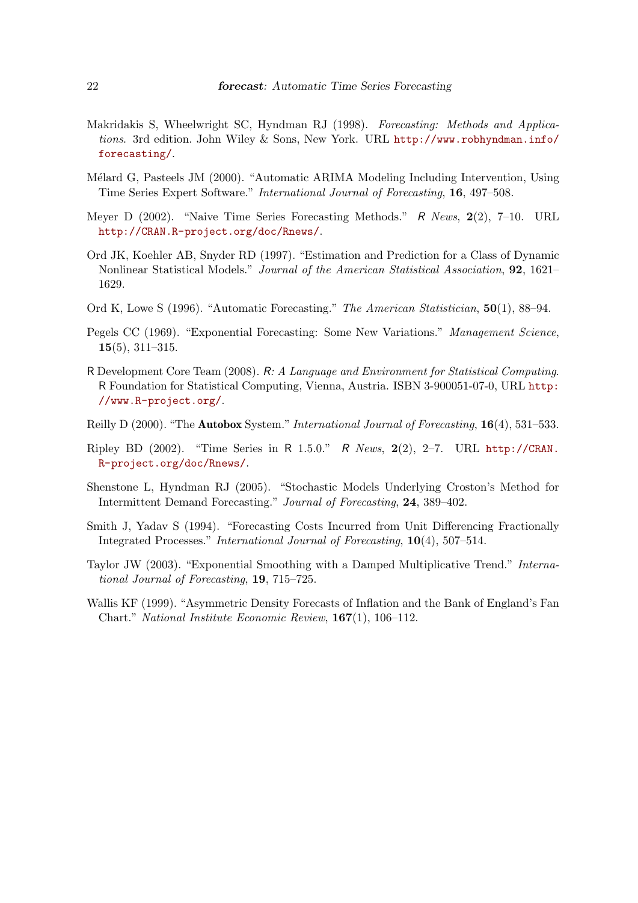Makridakis S, Wheelwright SC, Hyndman RJ (1998). *Forecasting: Methods and Applications*. 3rd edition. John Wiley & Sons, New York. URL http://www.robhyndman.info/forecasting/.

Mélard G, Pasteels JM (2000). "Automatic ARIMA Modeling Including Intervention, Using Time Series Expert Software." *International Journal of Forecasting*, **16**, 497–508.

Meyer D (2002). "Naive Time Series Forecasting Methods." *R News*, **2**(2), 7–10. URL http://CRAN.R-project.org/doc/Rnews/.

Ord JK, Koehler AB, Snyder RD (1997). "Estimation and Prediction for a Class of Dynamic Nonlinear Statistical Models." *Journal of the American Statistical Association*, **92**, 1621–1629.

Ord K, Lowe S (1996). "Automatic Forecasting." *The American Statistician*, **50**(1), 88–94.

Pegels CC (1969). "Exponential Forecasting: Some New Variations." *Management Science*, **15**(5), 311–315.

R Development Core Team (2008). *R: A Language and Environment for Statistical Computing*. R Foundation for Statistical Computing, Vienna, Austria. ISBN 3-900051-07-0, URL http://www.R-project.org/.

Reilly D (2000). "The **Autobox** System." *International Journal of Forecasting*, **16**(4), 531–533.

Ripley BD (2002). "Time Series in R 1.5.0." *R News*, **2**(2), 2–7. URL http://CRAN.R-project.org/doc/Rnews/.

Shenstone L, Hyndman RJ (2005). "Stochastic Models Underlying Croston's Method for Intermittent Demand Forecasting." *Journal of Forecasting*, **24**, 389–402.

Smith J, Yadav S (1994). "Forecasting Costs Incurred from Unit Differencing Fractionally Integrated Processes." *International Journal of Forecasting*, **10**(4), 507–514.

Taylor JW (2003). "Exponential Smoothing with a Damped Multiplicative Trend." *International Journal of Forecasting*, **19**, 715–725.

Wallis KF (1999). "Asymmetric Density Forecasts of Inflation and the Bank of England's Fan Chart." *National Institute Economic Review*, **167**(1), 106–112.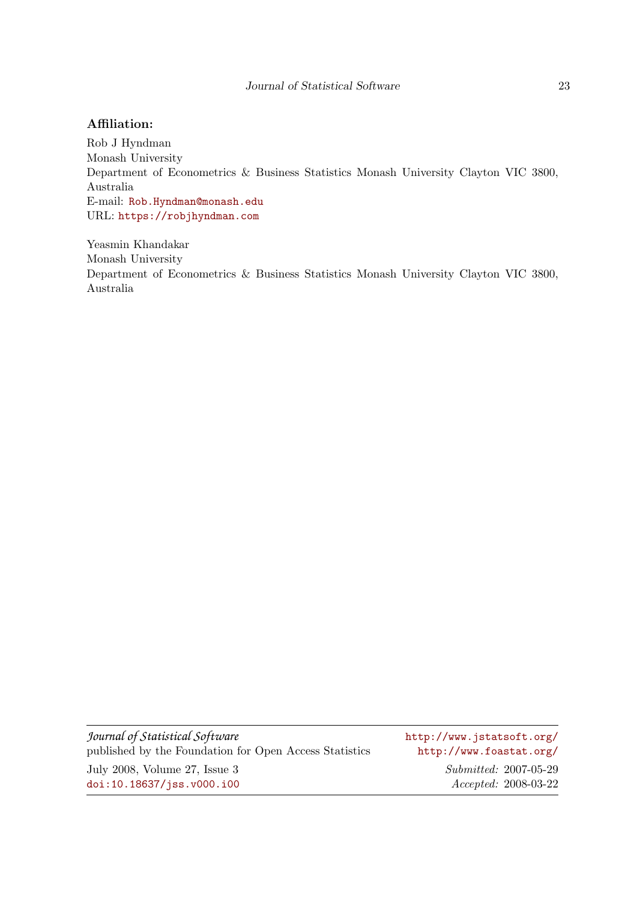**Affiliation:**

Rob J Hyndman
Monash University
Department of Econometrics & Business Statistics Monash University Clayton VIC 3800, Australia
E-mail: Rob.Hyndman@monash.edu
URL: https://robjhyndman.com

Yeasmin Khandakar
Monash University
Department of Econometrics & Business Statistics Monash University Clayton VIC 3800, Australia

| | |
|---|---|
| *Journal of Statistical Software* | http://www.jstatsoft.org/ |
| published by the Foundation for Open Access Statistics | http://www.foastat.org/ |
| July 2008, Volume 27, Issue 3 | *Submitted:* 2007-05-29 |
| doi:10.18637/jss.v000.i00 | *Accepted:* 2008-03-22 |